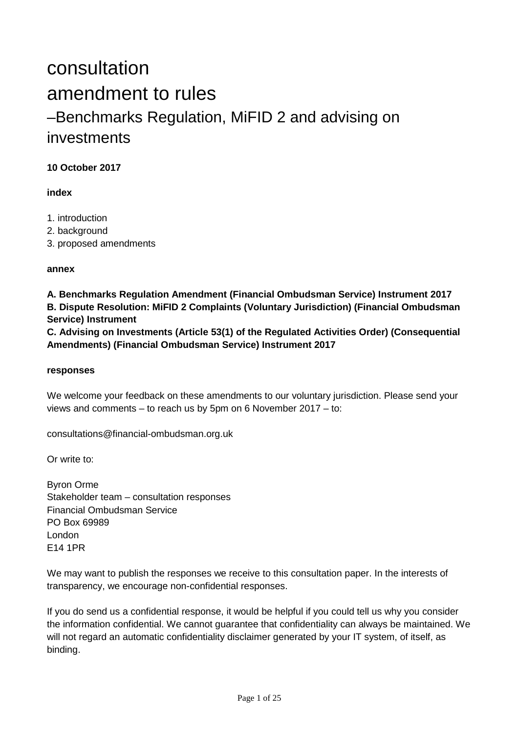# consultation
# amendment to rules
## –Benchmarks Regulation, MiFID 2 and advising on investments

**10 October 2017**

**index**

1. introduction
2. background
3. proposed amendments

**annex**

**A. Benchmarks Regulation Amendment (Financial Ombudsman Service) Instrument 2017**
**B. Dispute Resolution: MiFID 2 Complaints (Voluntary Jurisdiction) (Financial Ombudsman Service) Instrument**
**C. Advising on Investments (Article 53(1) of the Regulated Activities Order) (Consequential Amendments) (Financial Ombudsman Service) Instrument 2017**

**responses**

We welcome your feedback on these amendments to our voluntary jurisdiction. Please send your views and comments – to reach us by 5pm on 6 November 2017 – to:

consultations@financial-ombudsman.org.uk

Or write to:

Byron Orme
Stakeholder team – consultation responses
Financial Ombudsman Service
PO Box 69989
London
E14 1PR

We may want to publish the responses we receive to this consultation paper. In the interests of transparency, we encourage non-confidential responses.

If you do send us a confidential response, it would be helpful if you could tell us why you consider the information confidential. We cannot guarantee that confidentiality can always be maintained. We will not regard an automatic confidentiality disclaimer generated by your IT system, of itself, as binding.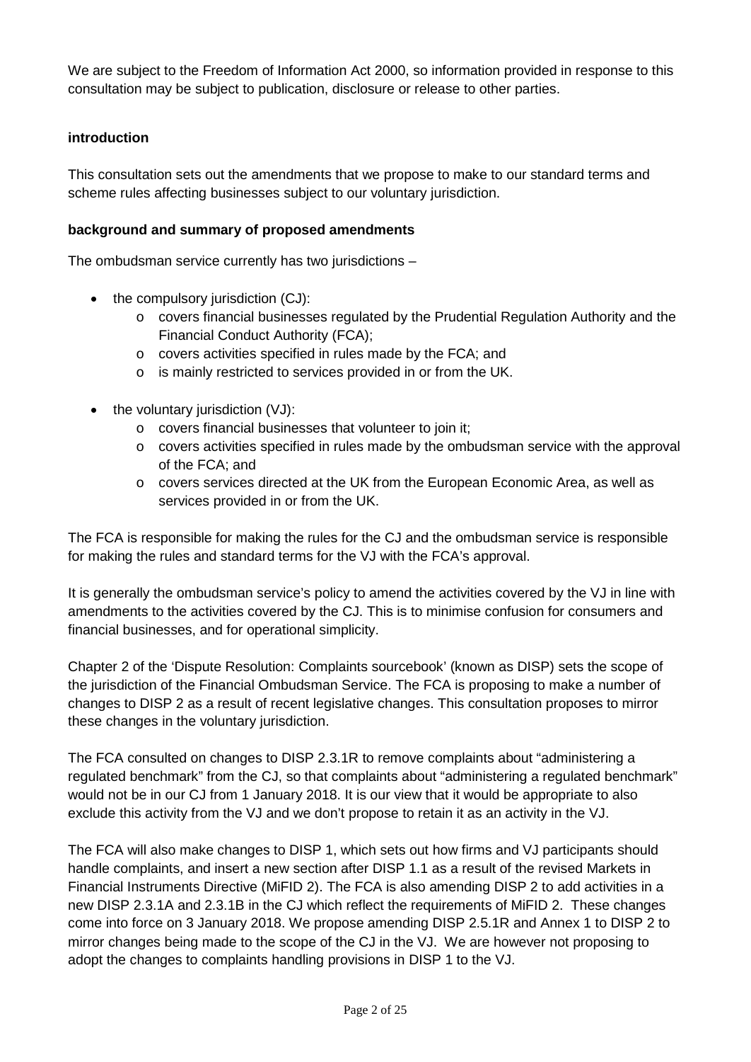We are subject to the Freedom of Information Act 2000, so information provided in response to this consultation may be subject to publication, disclosure or release to other parties.

**introduction**

This consultation sets out the amendments that we propose to make to our standard terms and scheme rules affecting businesses subject to our voluntary jurisdiction.

**background and summary of proposed amendments**

The ombudsman service currently has two jurisdictions –

- the compulsory jurisdiction (CJ):
  - covers financial businesses regulated by the Prudential Regulation Authority and the Financial Conduct Authority (FCA);
  - covers activities specified in rules made by the FCA; and
  - is mainly restricted to services provided in or from the UK.
- the voluntary jurisdiction (VJ):
  - covers financial businesses that volunteer to join it;
  - covers activities specified in rules made by the ombudsman service with the approval of the FCA; and
  - covers services directed at the UK from the European Economic Area, as well as services provided in or from the UK.

The FCA is responsible for making the rules for the CJ and the ombudsman service is responsible for making the rules and standard terms for the VJ with the FCA's approval.

It is generally the ombudsman service's policy to amend the activities covered by the VJ in line with amendments to the activities covered by the CJ. This is to minimise confusion for consumers and financial businesses, and for operational simplicity.

Chapter 2 of the 'Dispute Resolution: Complaints sourcebook' (known as DISP) sets the scope of the jurisdiction of the Financial Ombudsman Service. The FCA is proposing to make a number of changes to DISP 2 as a result of recent legislative changes. This consultation proposes to mirror these changes in the voluntary jurisdiction.

The FCA consulted on changes to DISP 2.3.1R to remove complaints about "administering a regulated benchmark" from the CJ, so that complaints about "administering a regulated benchmark" would not be in our CJ from 1 January 2018. It is our view that it would be appropriate to also exclude this activity from the VJ and we don't propose to retain it as an activity in the VJ.

The FCA will also make changes to DISP 1, which sets out how firms and VJ participants should handle complaints, and insert a new section after DISP 1.1 as a result of the revised Markets in Financial Instruments Directive (MiFID 2). The FCA is also amending DISP 2 to add activities in a new DISP 2.3.1A and 2.3.1B in the CJ which reflect the requirements of MiFID 2. These changes come into force on 3 January 2018. We propose amending DISP 2.5.1R and Annex 1 to DISP 2 to mirror changes being made to the scope of the CJ in the VJ. We are however not proposing to adopt the changes to complaints handling provisions in DISP 1 to the VJ.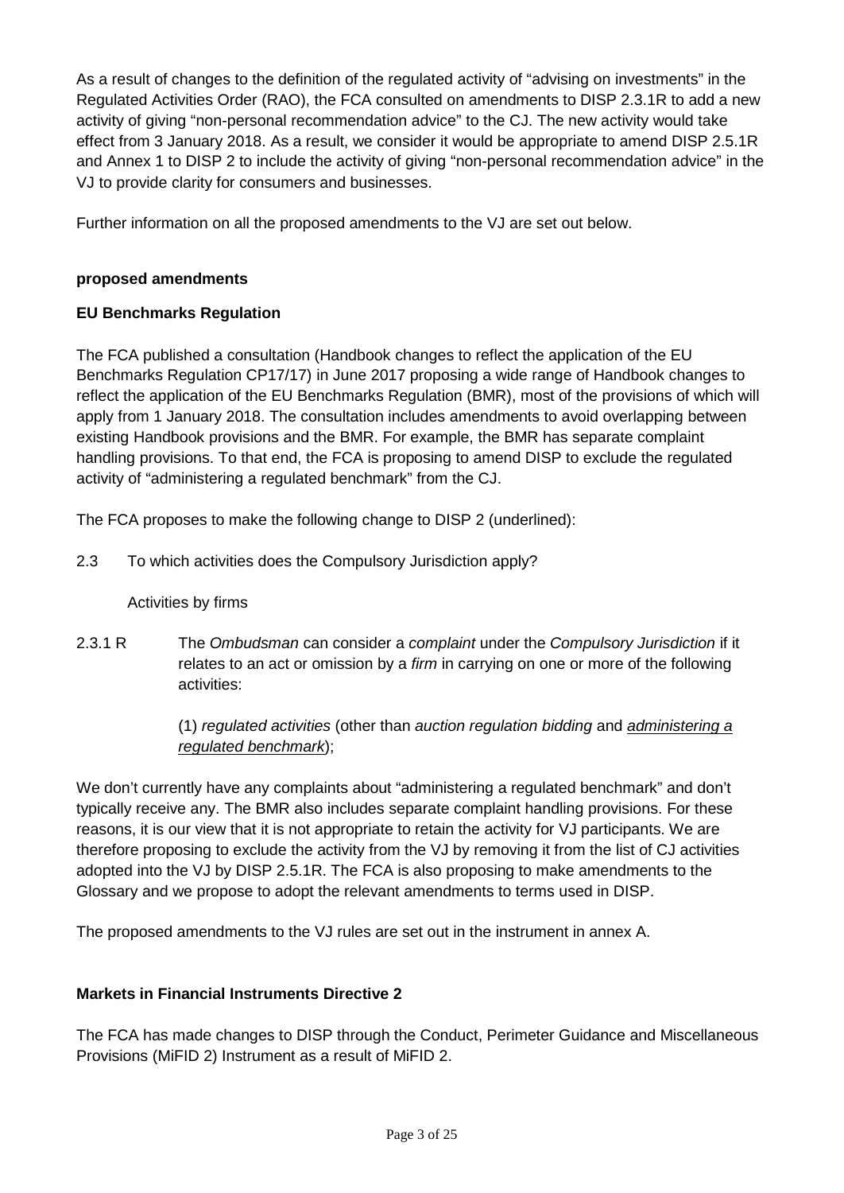As a result of changes to the definition of the regulated activity of "advising on investments" in the Regulated Activities Order (RAO), the FCA consulted on amendments to DISP 2.3.1R to add a new activity of giving "non-personal recommendation advice" to the CJ. The new activity would take effect from 3 January 2018. As a result, we consider it would be appropriate to amend DISP 2.5.1R and Annex 1 to DISP 2 to include the activity of giving "non-personal recommendation advice" in the VJ to provide clarity for consumers and businesses.

Further information on all the proposed amendments to the VJ are set out below.

**proposed amendments**

**EU Benchmarks Regulation**

The FCA published a consultation (Handbook changes to reflect the application of the EU Benchmarks Regulation CP17/17) in June 2017 proposing a wide range of Handbook changes to reflect the application of the EU Benchmarks Regulation (BMR), most of the provisions of which will apply from 1 January 2018. The consultation includes amendments to avoid overlapping between existing Handbook provisions and the BMR. For example, the BMR has separate complaint handling provisions. To that end, the FCA is proposing to amend DISP to exclude the regulated activity of "administering a regulated benchmark" from the CJ.

The FCA proposes to make the following change to DISP 2 (underlined):

2.3 To which activities does the Compulsory Jurisdiction apply?

Activities by firms

2.3.1 R The *Ombudsman* can consider a *complaint* under the *Compulsory Jurisdiction* if it relates to an act or omission by a *firm* in carrying on one or more of the following activities:

(1) *regulated activities* (other than *auction regulation bidding* and <u>*administering a regulated benchmark*</u>);

We don't currently have any complaints about "administering a regulated benchmark" and don't typically receive any. The BMR also includes separate complaint handling provisions. For these reasons, it is our view that it is not appropriate to retain the activity for VJ participants. We are therefore proposing to exclude the activity from the VJ by removing it from the list of CJ activities adopted into the VJ by DISP 2.5.1R. The FCA is also proposing to make amendments to the Glossary and we propose to adopt the relevant amendments to terms used in DISP.

The proposed amendments to the VJ rules are set out in the instrument in annex A.

**Markets in Financial Instruments Directive 2**

The FCA has made changes to DISP through the Conduct, Perimeter Guidance and Miscellaneous Provisions (MiFID 2) Instrument as a result of MiFID 2.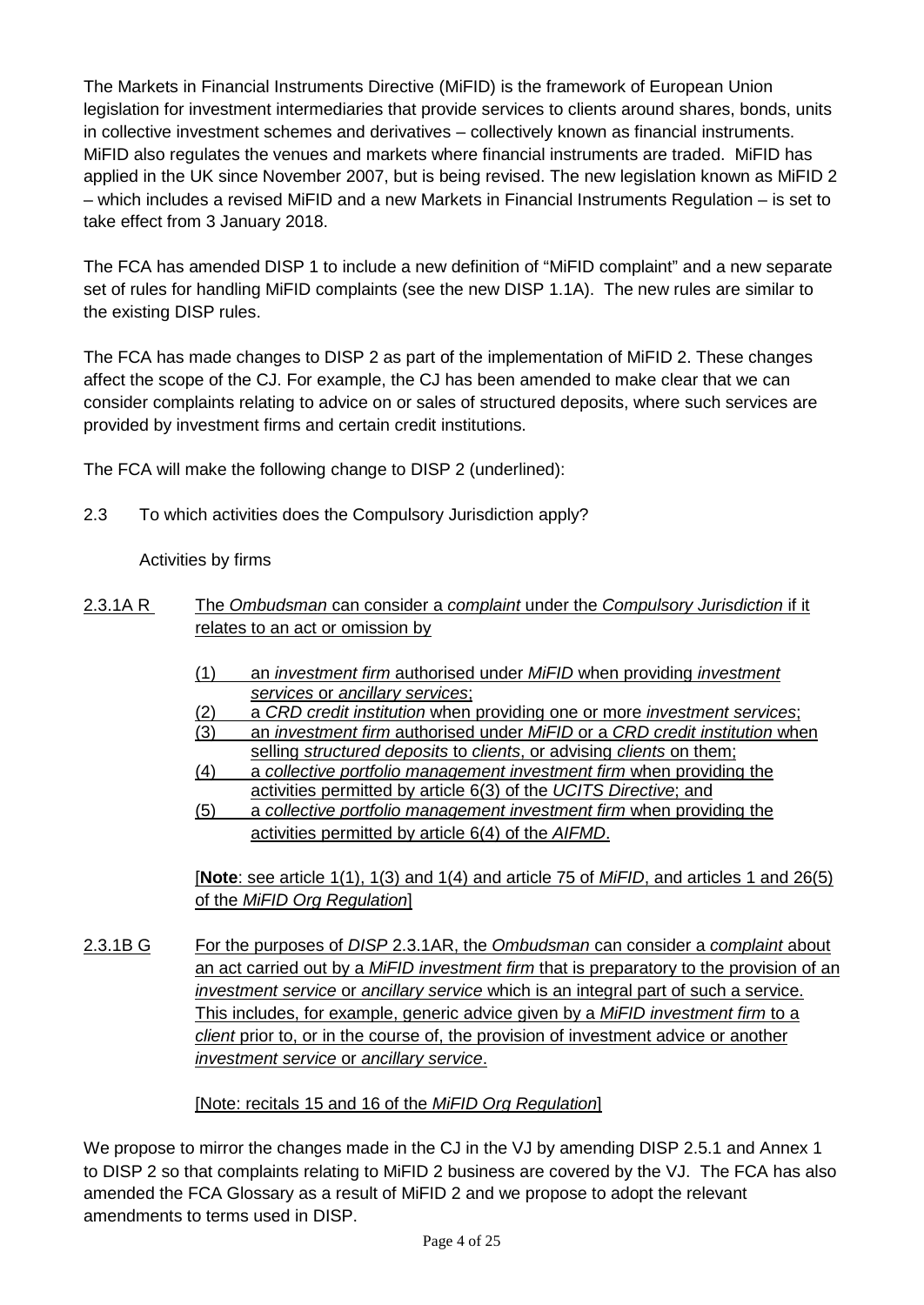The Markets in Financial Instruments Directive (MiFID) is the framework of European Union legislation for investment intermediaries that provide services to clients around shares, bonds, units in collective investment schemes and derivatives – collectively known as financial instruments. MiFID also regulates the venues and markets where financial instruments are traded. MiFID has applied in the UK since November 2007, but is being revised. The new legislation known as MiFID 2 – which includes a revised MiFID and a new Markets in Financial Instruments Regulation – is set to take effect from 3 January 2018.

The FCA has amended DISP 1 to include a new definition of "MiFID complaint" and a new separate set of rules for handling MiFID complaints (see the new DISP 1.1A). The new rules are similar to the existing DISP rules.

The FCA has made changes to DISP 2 as part of the implementation of MiFID 2. These changes affect the scope of the CJ. For example, the CJ has been amended to make clear that we can consider complaints relating to advice on or sales of structured deposits, where such services are provided by investment firms and certain credit institutions.

The FCA will make the following change to DISP 2 (underlined):

2.3 To which activities does the Compulsory Jurisdiction apply?

Activities by firms

<u>2.3.1A R</u> <u>The *Ombudsman* can consider a *complaint* under the *Compulsory Jurisdiction* if it relates to an act or omission by</u>

<u>(1) an *investment firm* authorised under *MiFID* when providing *investment services* or *ancillary services*;</u>
<u>(2) a *CRD credit institution* when providing one or more *investment services*;</u>
<u>(3) an *investment firm* authorised under *MiFID* or a *CRD credit institution* when selling *structured deposits* to *clients*, or advising *clients* on them;</u>
<u>(4) a *collective portfolio management investment firm* when providing the activities permitted by article 6(3) of the *UCITS Directive*; and</u>
<u>(5) a *collective portfolio management investment firm* when providing the activities permitted by article 6(4) of the *AIFMD*.</u>

<u>[**Note**: see article 1(1), 1(3) and 1(4) and article 75 of *MiFID*, and articles 1 and 26(5) of the *MiFID Org Regulation*]</u>

<u>2.3.1B G</u> <u>For the purposes of *DISP* 2.3.1AR, the *Ombudsman* can consider a *complaint* about an act carried out by a *MiFID investment firm* that is preparatory to the provision of an *investment service* or *ancillary service* which is an integral part of such a service. This includes, for example, generic advice given by a *MiFID investment firm* to a *client* prior to, or in the course of, the provision of investment advice or another *investment service* or *ancillary service*.</u>

<u>[Note: recitals 15 and 16 of the *MiFID Org Regulation*]</u>

We propose to mirror the changes made in the CJ in the VJ by amending DISP 2.5.1 and Annex 1 to DISP 2 so that complaints relating to MiFID 2 business are covered by the VJ. The FCA has also amended the FCA Glossary as a result of MiFID 2 and we propose to adopt the relevant amendments to terms used in DISP.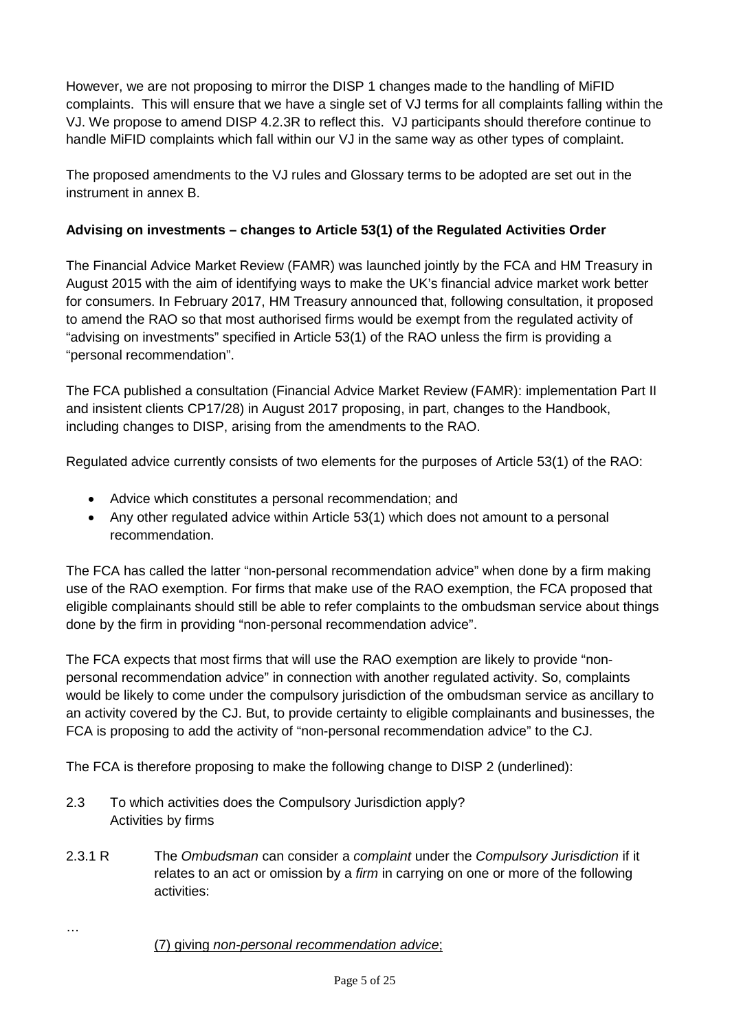However, we are not proposing to mirror the DISP 1 changes made to the handling of MiFID complaints. This will ensure that we have a single set of VJ terms for all complaints falling within the VJ. We propose to amend DISP 4.2.3R to reflect this. VJ participants should therefore continue to handle MiFID complaints which fall within our VJ in the same way as other types of complaint.

The proposed amendments to the VJ rules and Glossary terms to be adopted are set out in the instrument in annex B.

**Advising on investments – changes to Article 53(1) of the Regulated Activities Order**

The Financial Advice Market Review (FAMR) was launched jointly by the FCA and HM Treasury in August 2015 with the aim of identifying ways to make the UK's financial advice market work better for consumers. In February 2017, HM Treasury announced that, following consultation, it proposed to amend the RAO so that most authorised firms would be exempt from the regulated activity of "advising on investments" specified in Article 53(1) of the RAO unless the firm is providing a "personal recommendation".

The FCA published a consultation (Financial Advice Market Review (FAMR): implementation Part II and insistent clients CP17/28) in August 2017 proposing, in part, changes to the Handbook, including changes to DISP, arising from the amendments to the RAO.

Regulated advice currently consists of two elements for the purposes of Article 53(1) of the RAO:

- Advice which constitutes a personal recommendation; and
- Any other regulated advice within Article 53(1) which does not amount to a personal recommendation.

The FCA has called the latter "non-personal recommendation advice" when done by a firm making use of the RAO exemption. For firms that make use of the RAO exemption, the FCA proposed that eligible complainants should still be able to refer complaints to the ombudsman service about things done by the firm in providing "non-personal recommendation advice".

The FCA expects that most firms that will use the RAO exemption are likely to provide "non-personal recommendation advice" in connection with another regulated activity. So, complaints would be likely to come under the compulsory jurisdiction of the ombudsman service as ancillary to an activity covered by the CJ. But, to provide certainty to eligible complainants and businesses, the FCA is proposing to add the activity of "non-personal recommendation advice" to the CJ.

The FCA is therefore proposing to make the following change to DISP 2 (underlined):

2.3 To which activities does the Compulsory Jurisdiction apply?
Activities by firms

2.3.1 R The *Ombudsman* can consider a *complaint* under the *Compulsory Jurisdiction* if it relates to an act or omission by a *firm* in carrying on one or more of the following activities:

…

(7) giving *non-personal recommendation advice*;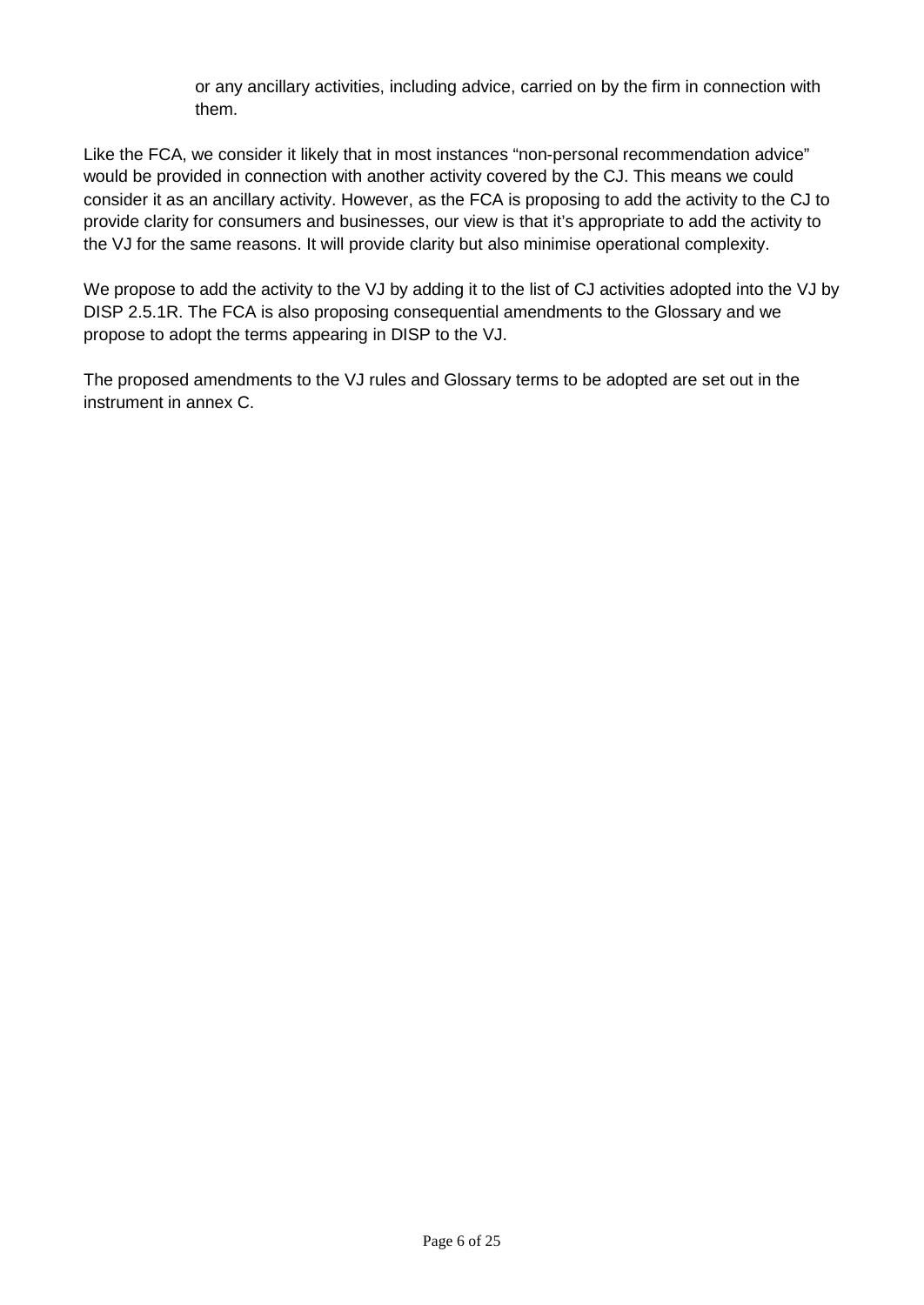or any ancillary activities, including advice, carried on by the firm in connection with them.

Like the FCA, we consider it likely that in most instances “non-personal recommendation advice” would be provided in connection with another activity covered by the CJ. This means we could consider it as an ancillary activity. However, as the FCA is proposing to add the activity to the CJ to provide clarity for consumers and businesses, our view is that it’s appropriate to add the activity to the VJ for the same reasons. It will provide clarity but also minimise operational complexity.

We propose to add the activity to the VJ by adding it to the list of CJ activities adopted into the VJ by DISP 2.5.1R. The FCA is also proposing consequential amendments to the Glossary and we propose to adopt the terms appearing in DISP to the VJ.

The proposed amendments to the VJ rules and Glossary terms to be adopted are set out in the instrument in annex C.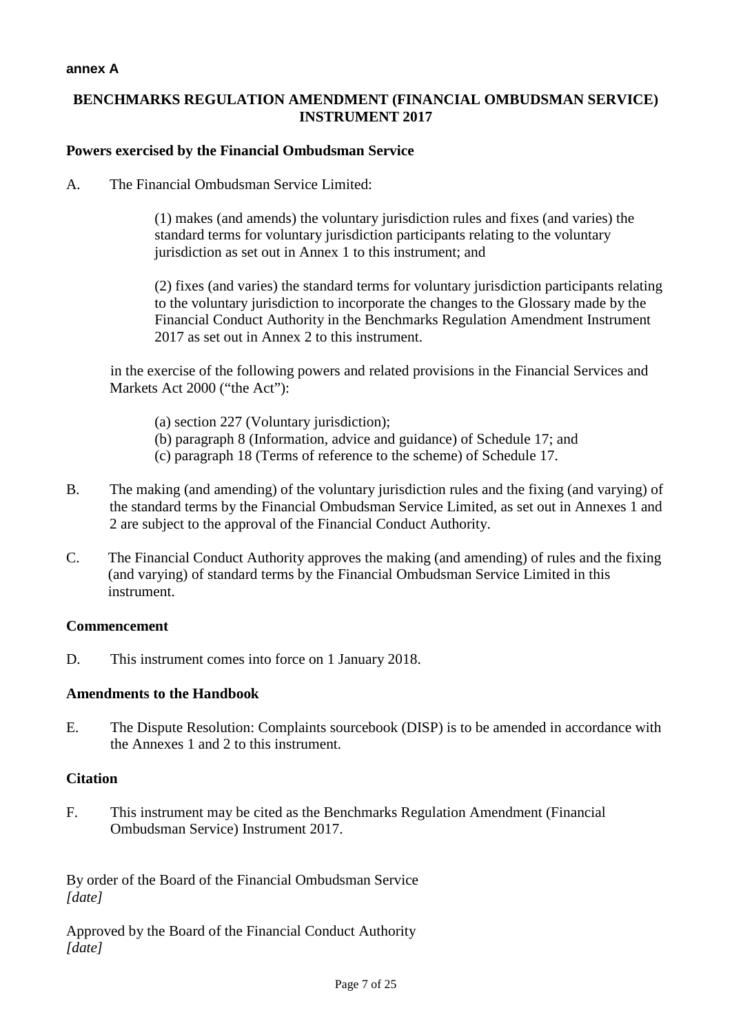**annex A**

# BENCHMARKS REGULATION AMENDMENT (FINANCIAL OMBUDSMAN SERVICE) INSTRUMENT 2017

## Powers exercised by the Financial Ombudsman Service

A. The Financial Ombudsman Service Limited:

(1) makes (and amends) the voluntary jurisdiction rules and fixes (and varies) the standard terms for voluntary jurisdiction participants relating to the voluntary jurisdiction as set out in Annex 1 to this instrument; and

(2) fixes (and varies) the standard terms for voluntary jurisdiction participants relating to the voluntary jurisdiction to incorporate the changes to the Glossary made by the Financial Conduct Authority in the Benchmarks Regulation Amendment Instrument 2017 as set out in Annex 2 to this instrument.

in the exercise of the following powers and related provisions in the Financial Services and Markets Act 2000 ("the Act"):

(a) section 227 (Voluntary jurisdiction);
(b) paragraph 8 (Information, advice and guidance) of Schedule 17; and
(c) paragraph 18 (Terms of reference to the scheme) of Schedule 17.

B. The making (and amending) of the voluntary jurisdiction rules and the fixing (and varying) of the standard terms by the Financial Ombudsman Service Limited, as set out in Annexes 1 and 2 are subject to the approval of the Financial Conduct Authority.

C. The Financial Conduct Authority approves the making (and amending) of rules and the fixing (and varying) of standard terms by the Financial Ombudsman Service Limited in this instrument.

## Commencement

D. This instrument comes into force on 1 January 2018.

## Amendments to the Handbook

E. The Dispute Resolution: Complaints sourcebook (DISP) is to be amended in accordance with the Annexes 1 and 2 to this instrument.

## Citation

F. This instrument may be cited as the Benchmarks Regulation Amendment (Financial Ombudsman Service) Instrument 2017.

By order of the Board of the Financial Ombudsman Service
*[date]*

Approved by the Board of the Financial Conduct Authority
*[date]*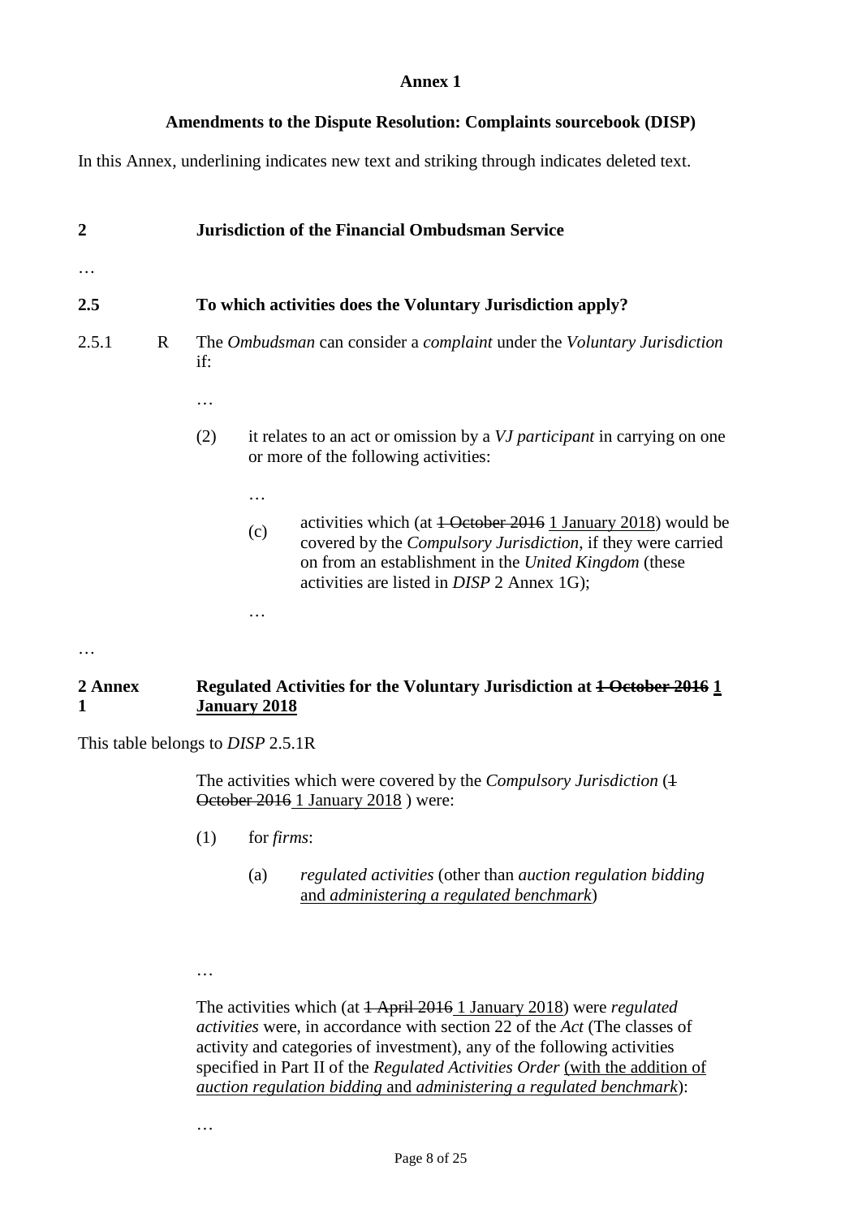**Annex 1**

**Amendments to the Dispute Resolution: Complaints sourcebook (DISP)**

In this Annex, underlining indicates new text and striking through indicates deleted text.

## 2 Jurisdiction of the Financial Ombudsman Service

…

### 2.5 To which activities does the Voluntary Jurisdiction apply?

2.5.1 R The *Ombudsman* can consider a *complaint* under the *Voluntary Jurisdiction* if:

…

(2) it relates to an act or omission by a *VJ participant* in carrying on one or more of the following activities:

…

(c) activities which (at ~~1 October 2016~~ <u>1 January 2018</u>) would be covered by the *Compulsory Jurisdiction*, if they were carried on from an establishment in the *United Kingdom* (these activities are listed in *DISP* 2 Annex 1G);

…

…

### 2 Annex 1 Regulated Activities for the Voluntary Jurisdiction at ~~1 October 2016~~ <u>1 January 2018</u>

This table belongs to *DISP* 2.5.1R

The activities which were covered by the *Compulsory Jurisdiction* (~~1 October 2016~~ <u>1 January 2018</u> ) were:

(1) for *firms*:

(a) *regulated activities* (other than *auction regulation bidding* <u>and *administering a regulated benchmark*</u>)

…

The activities which (at ~~1 April 2016~~ <u>1 January 2018</u>) were *regulated activities* were, in accordance with section 22 of the *Act* (The classes of activity and categories of investment), any of the following activities specified in Part II of the *Regulated Activities Order* <u>(with the addition of *auction regulation bidding* and *administering a regulated benchmark*</u>):

…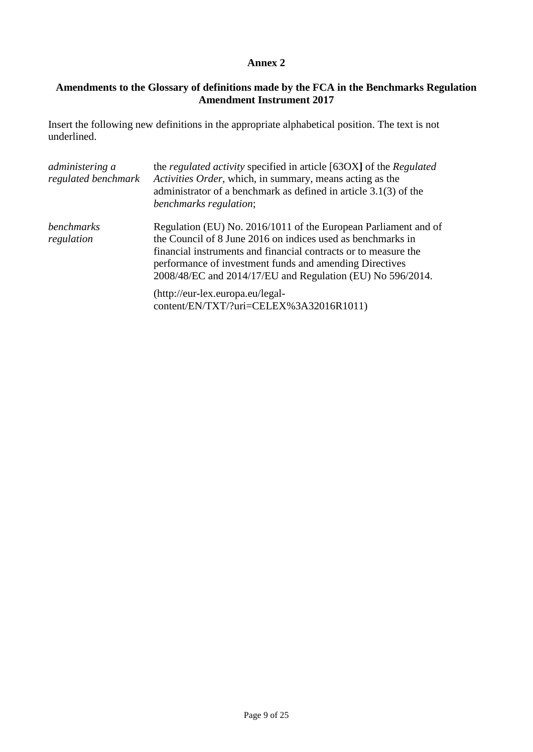**Annex 2**

**Amendments to the Glossary of definitions made by the FCA in the Benchmarks Regulation Amendment Instrument 2017**

Insert the following new definitions in the appropriate alphabetical position. The text is not underlined.

| | |
|---|---|
| *administering a regulated benchmark* | the *regulated activity* specified in article [63OX**]** of the *Regulated Activities Order*, which, in summary, means acting as the administrator of a benchmark as defined in article 3.1(3) of the *benchmarks regulation*; |
| *benchmarks regulation* | Regulation (EU) No. 2016/1011 of the European Parliament and of the Council of 8 June 2016 on indices used as benchmarks in financial instruments and financial contracts or to measure the performance of investment funds and amending Directives 2008/48/EC and 2014/17/EU and Regulation (EU) No 596/2014. <br><br> (http://eur-lex.europa.eu/legal-content/EN/TXT/?uri=CELEX%3A32016R1011) |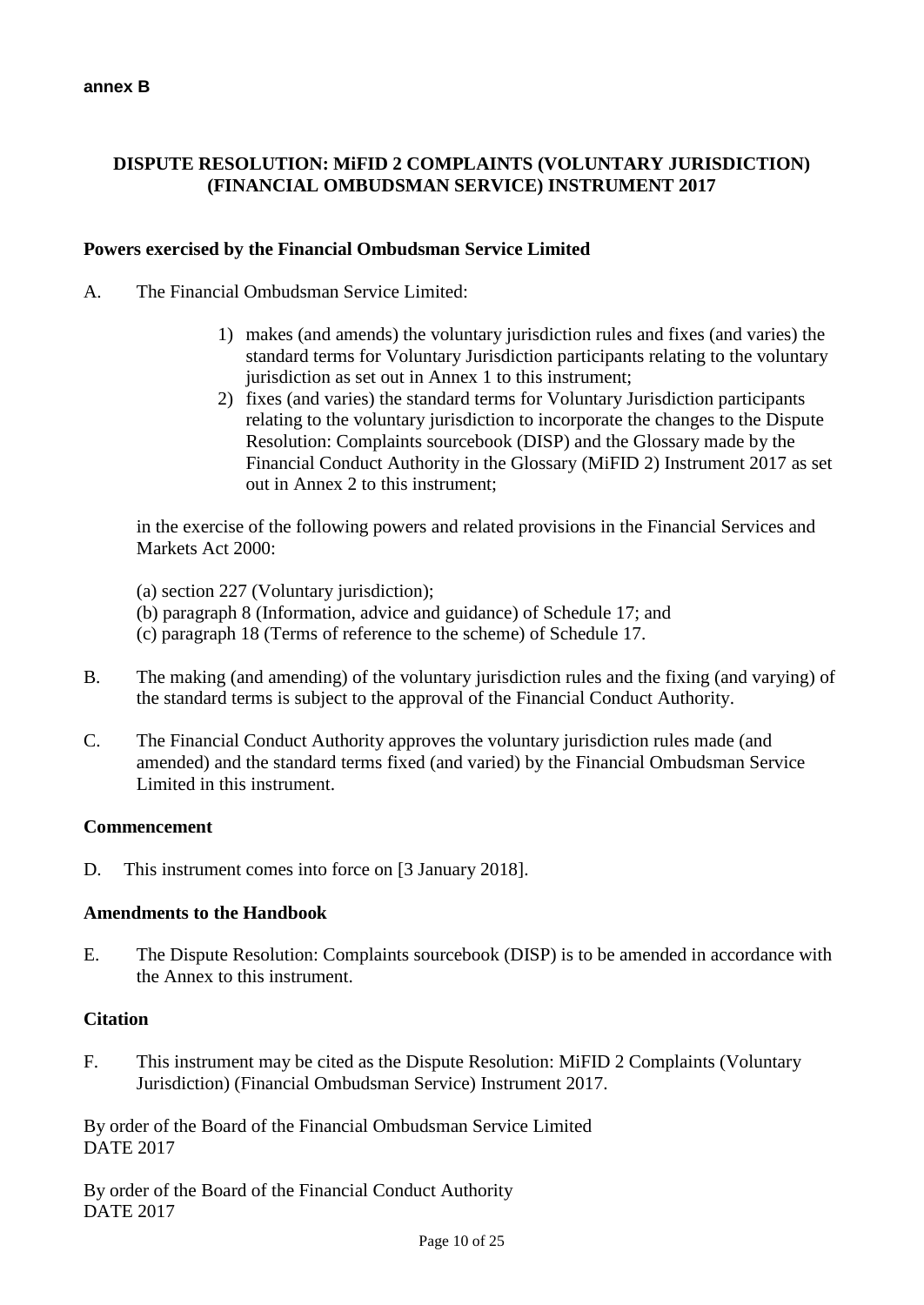**annex B**

## DISPUTE RESOLUTION: MiFID 2 COMPLAINTS (VOLUNTARY JURISDICTION) (FINANCIAL OMBUDSMAN SERVICE) INSTRUMENT 2017

### Powers exercised by the Financial Ombudsman Service Limited

A. The Financial Ombudsman Service Limited:

1) makes (and amends) the voluntary jurisdiction rules and fixes (and varies) the standard terms for Voluntary Jurisdiction participants relating to the voluntary jurisdiction as set out in Annex 1 to this instrument;
2) fixes (and varies) the standard terms for Voluntary Jurisdiction participants relating to the voluntary jurisdiction to incorporate the changes to the Dispute Resolution: Complaints sourcebook (DISP) and the Glossary made by the Financial Conduct Authority in the Glossary (MiFID 2) Instrument 2017 as set out in Annex 2 to this instrument;

in the exercise of the following powers and related provisions in the Financial Services and Markets Act 2000:

(a) section 227 (Voluntary jurisdiction);
(b) paragraph 8 (Information, advice and guidance) of Schedule 17; and
(c) paragraph 18 (Terms of reference to the scheme) of Schedule 17.

B. The making (and amending) of the voluntary jurisdiction rules and the fixing (and varying) of the standard terms is subject to the approval of the Financial Conduct Authority.

C. The Financial Conduct Authority approves the voluntary jurisdiction rules made (and amended) and the standard terms fixed (and varied) by the Financial Ombudsman Service Limited in this instrument.

### Commencement

D. This instrument comes into force on [3 January 2018].

### Amendments to the Handbook

E. The Dispute Resolution: Complaints sourcebook (DISP) is to be amended in accordance with the Annex to this instrument.

### Citation

F. This instrument may be cited as the Dispute Resolution: MiFID 2 Complaints (Voluntary Jurisdiction) (Financial Ombudsman Service) Instrument 2017.

By order of the Board of the Financial Ombudsman Service Limited
DATE 2017

By order of the Board of the Financial Conduct Authority
DATE 2017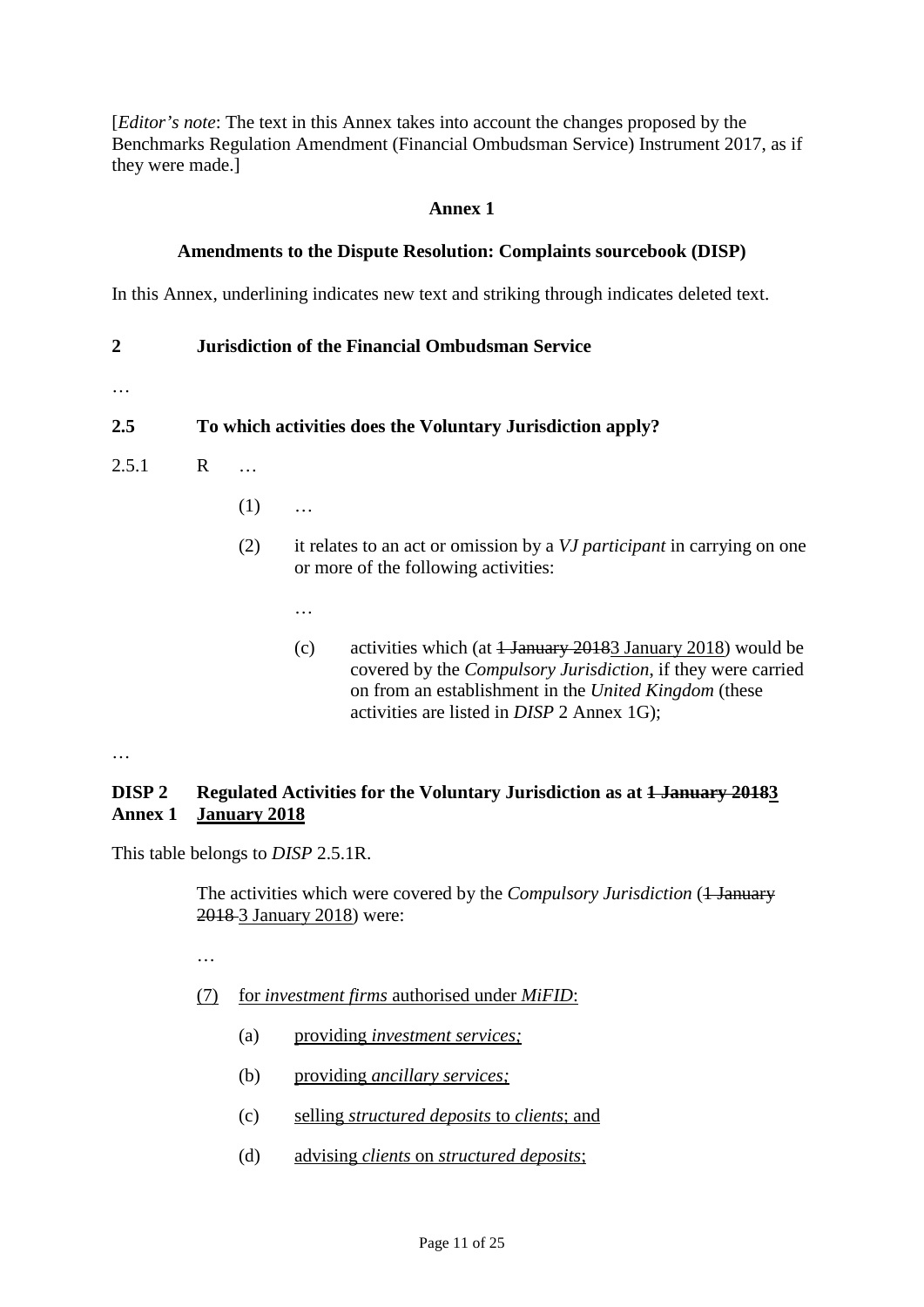[*Editor's note*: The text in this Annex takes into account the changes proposed by the Benchmarks Regulation Amendment (Financial Ombudsman Service) Instrument 2017, as if they were made.]

**Annex 1**

**Amendments to the Dispute Resolution: Complaints sourcebook (DISP)**

In this Annex, underlining indicates new text and striking through indicates deleted text.

## 2 Jurisdiction of the Financial Ombudsman Service

…

### 2.5 To which activities does the Voluntary Jurisdiction apply?

2.5.1 R …

(1) …

(2) it relates to an act or omission by a *VJ participant* in carrying on one or more of the following activities:

…

(c) activities which (at ~~1 January 2018~~<u>3 January 2018</u>) would be covered by the *Compulsory Jurisdiction*, if they were carried on from an establishment in the *United Kingdom* (these activities are listed in *DISP* 2 Annex 1G);

…

**DISP 2 Annex 1 Regulated Activities for the Voluntary Jurisdiction as at ~~1 January 2018~~<u>3 January 2018</u>**

This table belongs to *DISP* 2.5.1R.

The activities which were covered by the *Compulsory Jurisdiction* (~~1 January 2018~~ <u>3 January 2018</u>) were:

…

<u>(7) for *investment firms* authorised under *MiFID*:</u>

<u>(a) providing *investment services*;</u>

<u>(b) providing *ancillary services*;</u>

<u>(c) selling *structured deposits* to *clients*; and</u>

<u>(d) advising *clients* on *structured deposits*;</u>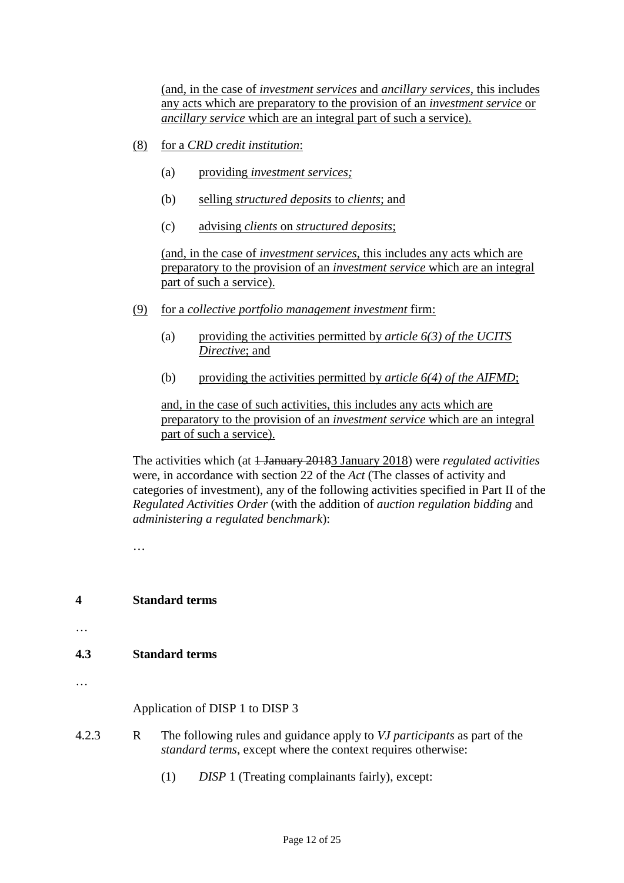(and, in the case of *investment services* and *ancillary services*, this includes any acts which are preparatory to the provision of an *investment service* or *ancillary service* which are an integral part of such a service).

(8) for a *CRD credit institution*:

(a) providing *investment services;*

(b) selling *structured deposits* to *clients*; and

(c) advising *clients* on *structured deposits*;

(and, in the case of *investment services*, this includes any acts which are preparatory to the provision of an *investment service* which are an integral part of such a service).

(9) for a *collective portfolio management investment* firm:

(a) providing the activities permitted by *article 6(3) of the UCITS Directive*; and

(b) providing the activities permitted by *article 6(4) of the AIFMD*;

and, in the case of such activities, this includes any acts which are preparatory to the provision of an *investment service* which are an integral part of such a service).

The activities which (at ~~1 January 2018~~3 January 2018) were *regulated activities* were, in accordance with section 22 of the *Act* (The classes of activity and categories of investment), any of the following activities specified in Part II of the *Regulated Activities Order* (with the addition of *auction regulation bidding* and *administering a regulated benchmark*):

…

## 4 Standard terms

…

### 4.3 Standard terms

…

Application of DISP 1 to DISP 3

4.2.3 R The following rules and guidance apply to *VJ participants* as part of the *standard terms*, except where the context requires otherwise:

(1) *DISP* 1 (Treating complainants fairly), except: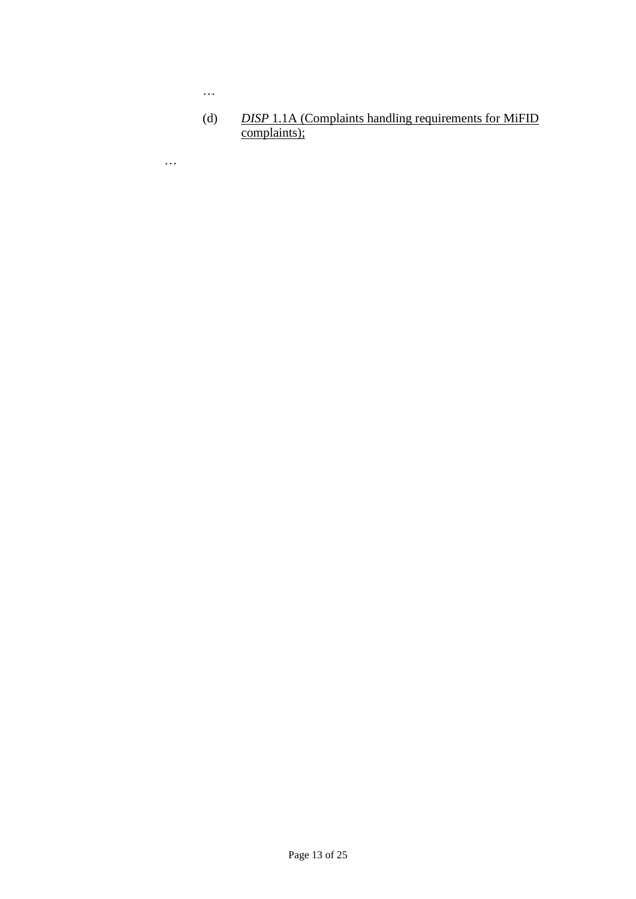…

(d) *DISP* 1.1A (Complaints handling requirements for MiFID complaints);

…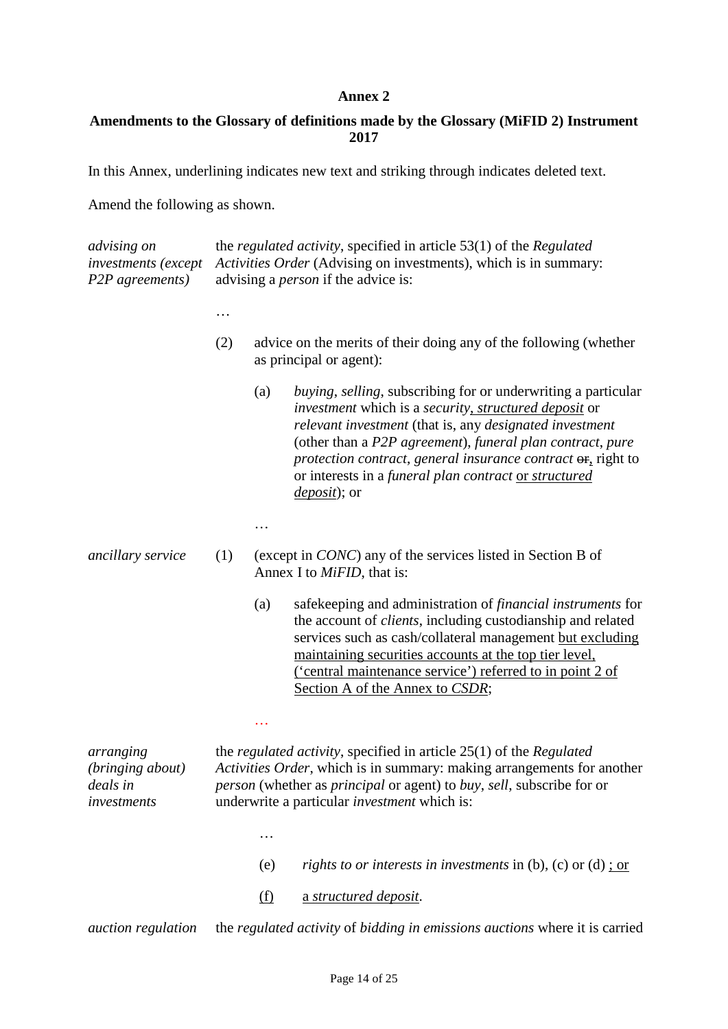**Annex 2**

**Amendments to the Glossary of definitions made by the Glossary (MiFID 2) Instrument 2017**

In this Annex, underlining indicates new text and striking through indicates deleted text.

Amend the following as shown.

*advising on investments (except P2P agreements)* — the *regulated activity*, specified in article 53(1) of the *Regulated Activities Order* (Advising on investments), which is in summary: advising a *person* if the advice is:

…

(2) advice on the merits of their doing any of the following (whether as principal or agent):

(a) *buying*, *selling*, subscribing for or underwriting a particular *investment* which is a *security*<u>, *structured deposit*</u> or *relevant investment* (that is, any *designated investment* (other than a *P2P agreement*), *funeral plan contract*, *pure protection contract*, *general insurance contract* ~~or~~<u>,</u> right to or interests in a *funeral plan contract* <u>or *structured deposit*</u>); or

…

*ancillary service* — (1) (except in *CONC*) any of the services listed in Section B of Annex I to *MiFID*, that is:

(a) safekeeping and administration of *financial instruments* for the account of *clients*, including custodianship and related services such as cash/collateral management <u>but excluding maintaining securities accounts at the top tier level, ('central maintenance service') referred to in point 2 of Section A of the Annex to *CSDR*</u>;

…

*arranging (bringing about) deals in investments* — the *regulated activity*, specified in article 25(1) of the *Regulated Activities Order*, which is in summary: making arrangements for another *person* (whether as *principal* or agent) to *buy*, *sell*, subscribe for or underwrite a particular *investment* which is:

…

(e) *rights to or interests in investments* in (b), (c) or (d) <u>; or</u>

<u>(f)</u> <u>a *structured deposit*.</u>

*auction regulation* — the *regulated activity* of *bidding in emissions auctions* where it is carried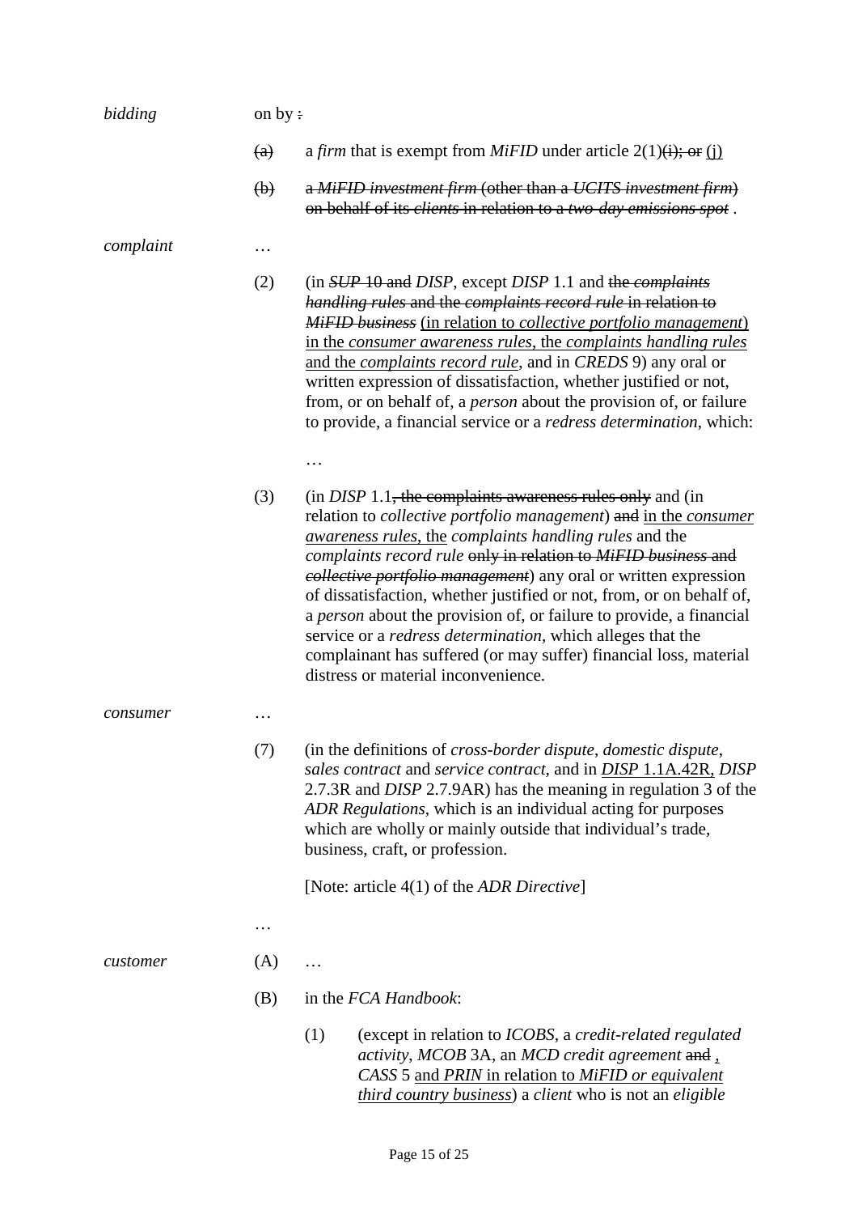| | | |
|---|---|---|
| *bidding* | on by ~~:~~ | |
| | ~~(a)~~ | a *firm* that is exempt from *MiFID* under article 2(1)~~(i); or~~ <u>(j)</u> |
| | ~~(b)~~ | ~~a *MiFID investment firm* (other than a *UCITS investment firm*) on behalf of its *clients* in relation to a *two-day emissions spot* .~~ |
| *complaint* | … | |
| | (2) | (in ~~*SUP* 10 and~~ *DISP*, except *DISP* 1.1 and ~~the *complaints handling rules* and the *complaints record rule* in relation to *MiFID business*~~ <u>(in relation to *collective portfolio management*) in the *consumer awareness rules*, the *complaints handling rules* and the *complaints record rule*</u>, and in *CREDS* 9) any oral or written expression of dissatisfaction, whether justified or not, from, or on behalf of, a *person* about the provision of, or failure to provide, a financial service or a *redress determination*, which: |
| | | … |
| | (3) | (in *DISP* 1.1~~, the complaints awareness rules only~~ and (in relation to *collective portfolio management*) ~~and~~ <u>in the *consumer awareness rules*, the</u> *complaints handling rules* and the *complaints record rule* ~~only in relation to *MiFID business* and *collective portfolio management*~~) any oral or written expression of dissatisfaction, whether justified or not, from, or on behalf of, a *person* about the provision of, or failure to provide, a financial service or a *redress determination*, which alleges that the complainant has suffered (or may suffer) financial loss, material distress or material inconvenience. |
| *consumer* | … | |
| | (7) | (in the definitions of *cross-border dispute*, *domestic dispute*, *sales contract* and *service contract*, and in <u>*DISP* 1.1A.42R,</u> *DISP* 2.7.3R and *DISP* 2.7.9AR) has the meaning in regulation 3 of the *ADR Regulations*, which is an individual acting for purposes which are wholly or mainly outside that individual's trade, business, craft, or profession.<br><br>[Note: article 4(1) of the *ADR Directive*] |
| | … | |
| *customer* | (A) | … |
| | (B) | in the *FCA Handbook*: |
| | | (1) (except in relation to *ICOBS*, a *credit-related regulated activity*, *MCOB* 3A, an *MCD credit agreement* ~~and~~ <u>,</u> *CASS* 5 <u>and *PRIN* in relation to *MiFID or equivalent third country business*</u>) a *client* who is not an *eligible* |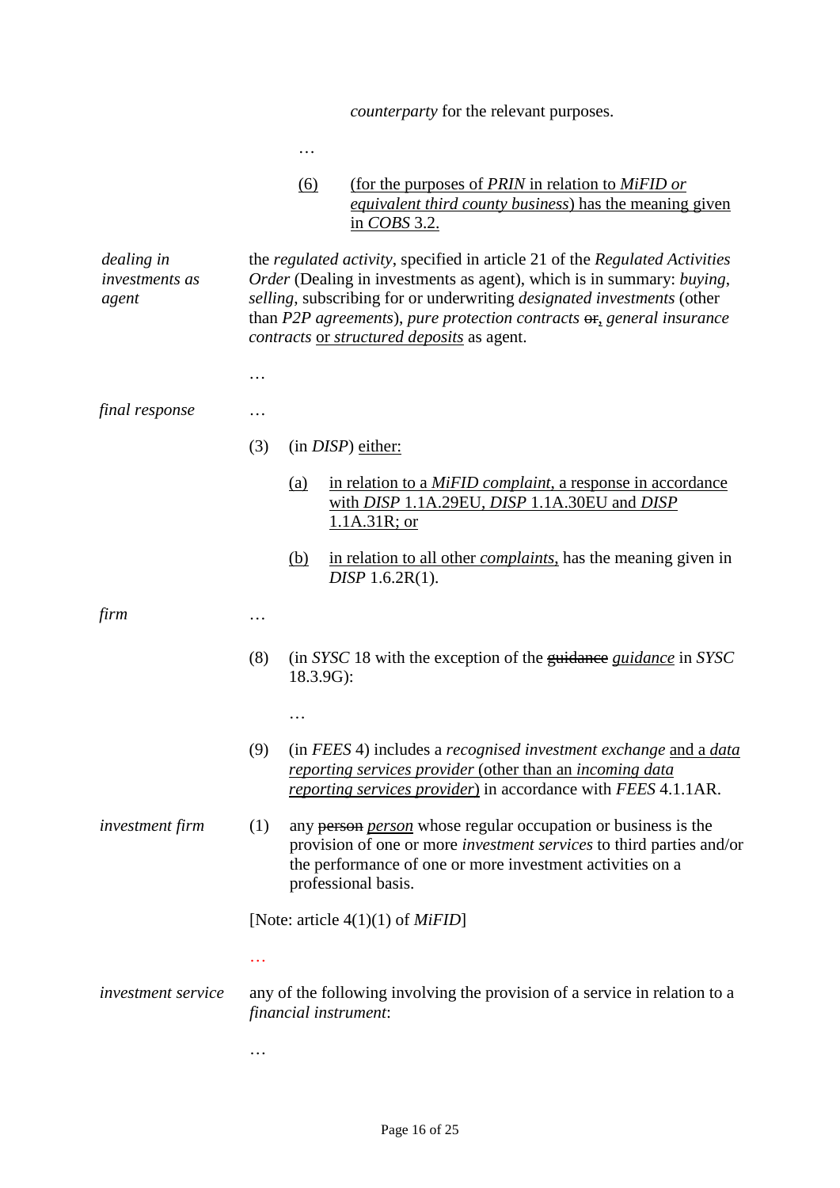*counterparty* for the relevant purposes.

…

(6) (for the purposes of *PRIN* in relation to *MiFID or equivalent third county business*) has the meaning given in *COBS* 3.2.

*dealing in investments as agent*

the *regulated activity*, specified in article 21 of the *Regulated Activities Order* (Dealing in investments as agent), which is in summary: *buying*, *selling*, subscribing for or underwriting *designated investments* (other than *P2P agreements*), *pure protection contracts* ~~or~~, *general insurance contracts* or *structured deposits* as agent.

…

*final response*

…

(3) (in *DISP*) either:

(a) in relation to a *MiFID complaint*, a response in accordance with *DISP* 1.1A.29EU, *DISP* 1.1A.30EU and *DISP* 1.1A.31R; or

(b) in relation to all other *complaints*, has the meaning given in *DISP* 1.6.2R(1).

*firm*

…

(8) (in *SYSC* 18 with the exception of the ~~guidance~~ *guidance* in *SYSC* 18.3.9G):

…

(9) (in *FEES* 4) includes a *recognised investment exchange* and a *data reporting services provider* (other than an *incoming data reporting services provider*) in accordance with *FEES* 4.1.1AR.

*investment firm*

(1) any ~~person~~ *person* whose regular occupation or business is the provision of one or more *investment services* to third parties and/or the performance of one or more investment activities on a professional basis.

[Note: article 4(1)(1) of *MiFID*]

…

*investment service*

any of the following involving the provision of a service in relation to a *financial instrument*:

…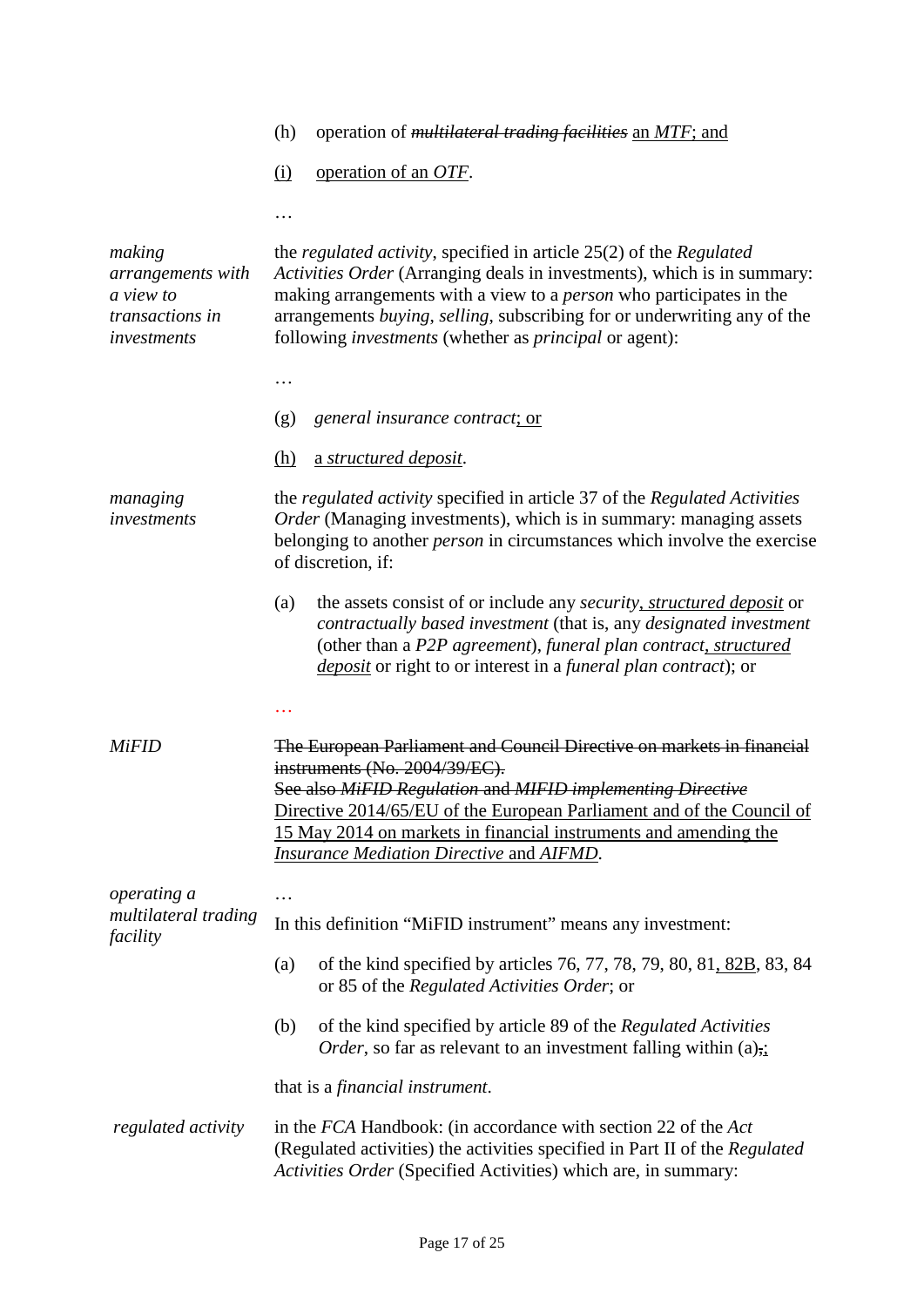|  |  |
|---|---|
|  | (h) operation of ~~*multilateral trading facilities*~~ <u>an *MTF*; and</u> |
|  | <u>(i)</u> <u>operation of an *OTF*</u>. |
|  | … |
| *making arrangements with a view to transactions in investments* | the *regulated activity*, specified in article 25(2) of the *Regulated Activities Order* (Arranging deals in investments), which is in summary: making arrangements with a view to a *person* who participates in the arrangements *buying*, *selling*, subscribing for or underwriting any of the following *investments* (whether as *principal* or agent): |
|  | … |
|  | (g) *general insurance contract*<u>; or</u> |
|  | <u>(h)</u> <u>a *structured deposit*</u>. |
| *managing investments* | the *regulated activity* specified in article 37 of the *Regulated Activities Order* (Managing investments), which is in summary: managing assets belonging to another *person* in circumstances which involve the exercise of discretion, if: |
|  | (a) the assets consist of or include any *security*<u>, *structured deposit*</u> or *contractually based investment* (that is, any *designated investment* (other than a *P2P agreement*), *funeral plan contract*<u>, *structured deposit*</u> or right to or interest in a *funeral plan contract*); or |
|  | … |
| *MiFID* | ~~The European Parliament and Council Directive on markets in financial instruments (No. 2004/39/EC).~~<br>~~See also *MiFID Regulation* and *MIFID implementing Directive*~~<br><u>Directive 2014/65/EU of the European Parliament and of the Council of 15 May 2014 on markets in financial instruments and amending the *Insurance Mediation Directive* and *AIFMD*.</u> |
| *operating a multilateral trading facility* | … |
|  | In this definition "MiFID instrument" means any investment: |
|  | (a) of the kind specified by articles 76, 77, 78, 79, 80, 81<u>, 82B</u>, 83, 84 or 85 of the *Regulated Activities Order*; or |
|  | (b) of the kind specified by article 89 of the *Regulated Activities Order*, so far as relevant to an investment falling within (a)~~,~~<u>;</u> |
|  | that is a *financial instrument*. |
| *regulated activity* | in the *FCA* Handbook: (in accordance with section 22 of the *Act* (Regulated activities) the activities specified in Part II of the *Regulated Activities Order* (Specified Activities) which are, in summary: |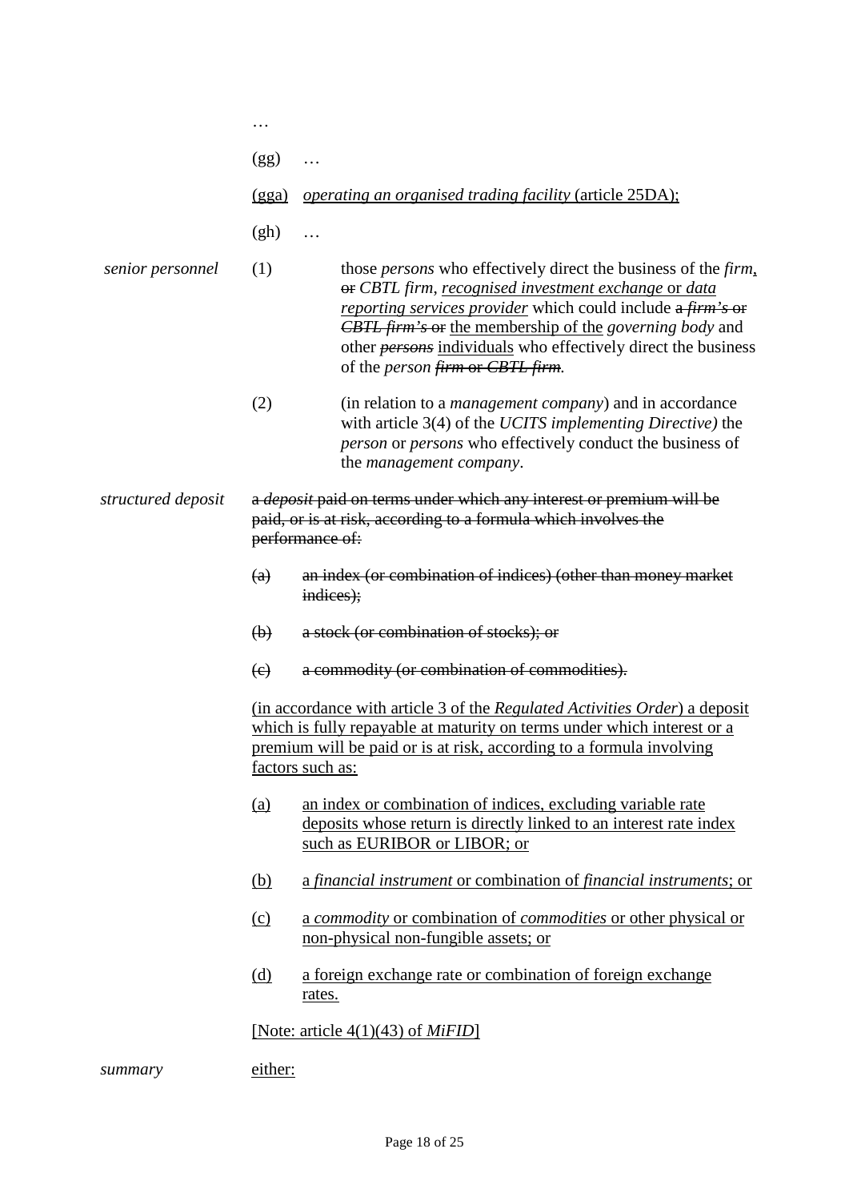…

(gg) …

<u>(gga)</u> <u>*operating an organised trading facility* (article 25DA);</u>

(gh) …

*senior personnel*

(1) those *persons* who effectively direct the business of the *firm*<u>,</u> ~~or~~ *CBTL firm*, <u>*recognised investment exchange* or *data reporting services provider*</u> which could include ~~a *firm's* or *CBTL firm's* or~~ <u>the membership of the</u> *governing body* and other ~~*persons*~~ <u>individuals</u> who effectively direct the business of the *person* ~~*firm* or *CBTL firm*~~.

(2) (in relation to a *management company*) and in accordance with article 3(4) of the *UCITS implementing Directive)* the *person* or *persons* who effectively conduct the business of the *management company*.

*structured deposit*

~~a *deposit* paid on terms under which any interest or premium will be paid, or is at risk, according to a formula which involves the performance of:~~

~~(a) an index (or combination of indices) (other than money market indices);~~

~~(b) a stock (or combination of stocks); or~~

~~(c) a commodity (or combination of commodities).~~

<u>(in accordance with article 3 of the *Regulated Activities Order*) a deposit which is fully repayable at maturity on terms under which interest or a premium will be paid or is at risk, according to a formula involving factors such as:</u>

<u>(a)</u> <u>an index or combination of indices, excluding variable rate deposits whose return is directly linked to an interest rate index such as EURIBOR or LIBOR; or</u>

<u>(b)</u> <u>a *financial instrument* or combination of *financial instruments*; or</u>

<u>(c)</u> <u>a *commodity* or combination of *commodities* or other physical or non-physical non-fungible assets; or</u>

<u>(d)</u> <u>a foreign exchange rate or combination of foreign exchange rates.</u>

<u>[Note: article 4(1)(43) of *MiFID*]</u>

*summary*

<u>either:</u>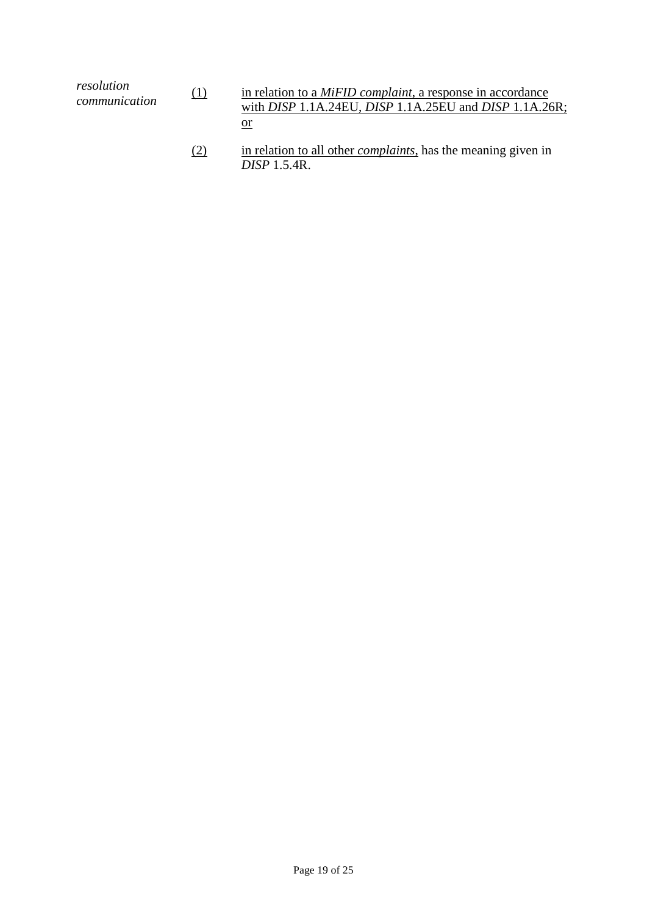| | | |
|---|---|---|
| *resolution communication* | (1) | in relation to a *MiFID complaint*, a response in accordance with *DISP* 1.1A.24EU, *DISP* 1.1A.25EU and *DISP* 1.1A.26R; or |
| | (2) | in relation to all other *complaints*, has the meaning given in *DISP* 1.5.4R. |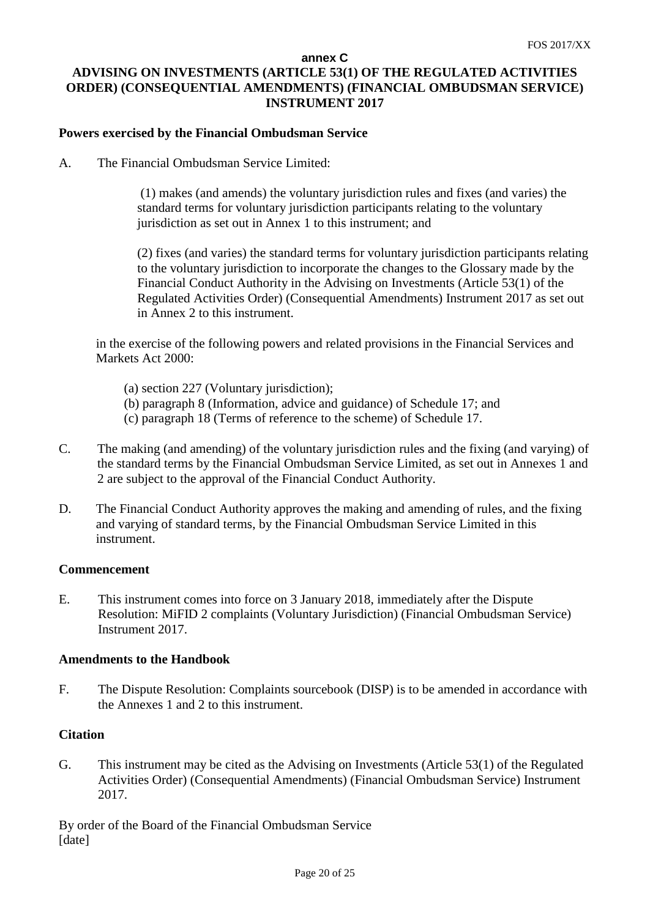annex C

# ADVISING ON INVESTMENTS (ARTICLE 53(1) OF THE REGULATED ACTIVITIES ORDER) (CONSEQUENTIAL AMENDMENTS) (FINANCIAL OMBUDSMAN SERVICE) INSTRUMENT 2017

**Powers exercised by the Financial Ombudsman Service**

A. The Financial Ombudsman Service Limited:

(1) makes (and amends) the voluntary jurisdiction rules and fixes (and varies) the standard terms for voluntary jurisdiction participants relating to the voluntary jurisdiction as set out in Annex 1 to this instrument; and

(2) fixes (and varies) the standard terms for voluntary jurisdiction participants relating to the voluntary jurisdiction to incorporate the changes to the Glossary made by the Financial Conduct Authority in the Advising on Investments (Article 53(1) of the Regulated Activities Order) (Consequential Amendments) Instrument 2017 as set out in Annex 2 to this instrument.

in the exercise of the following powers and related provisions in the Financial Services and Markets Act 2000:

(a) section 227 (Voluntary jurisdiction);
(b) paragraph 8 (Information, advice and guidance) of Schedule 17; and
(c) paragraph 18 (Terms of reference to the scheme) of Schedule 17.

C. The making (and amending) of the voluntary jurisdiction rules and the fixing (and varying) of the standard terms by the Financial Ombudsman Service Limited, as set out in Annexes 1 and 2 are subject to the approval of the Financial Conduct Authority.

D. The Financial Conduct Authority approves the making and amending of rules, and the fixing and varying of standard terms, by the Financial Ombudsman Service Limited in this instrument.

**Commencement**

E. This instrument comes into force on 3 January 2018, immediately after the Dispute Resolution: MiFID 2 complaints (Voluntary Jurisdiction) (Financial Ombudsman Service) Instrument 2017.

**Amendments to the Handbook**

F. The Dispute Resolution: Complaints sourcebook (DISP) is to be amended in accordance with the Annexes 1 and 2 to this instrument.

**Citation**

G. This instrument may be cited as the Advising on Investments (Article 53(1) of the Regulated Activities Order) (Consequential Amendments) (Financial Ombudsman Service) Instrument 2017.

By order of the Board of the Financial Ombudsman Service
[date]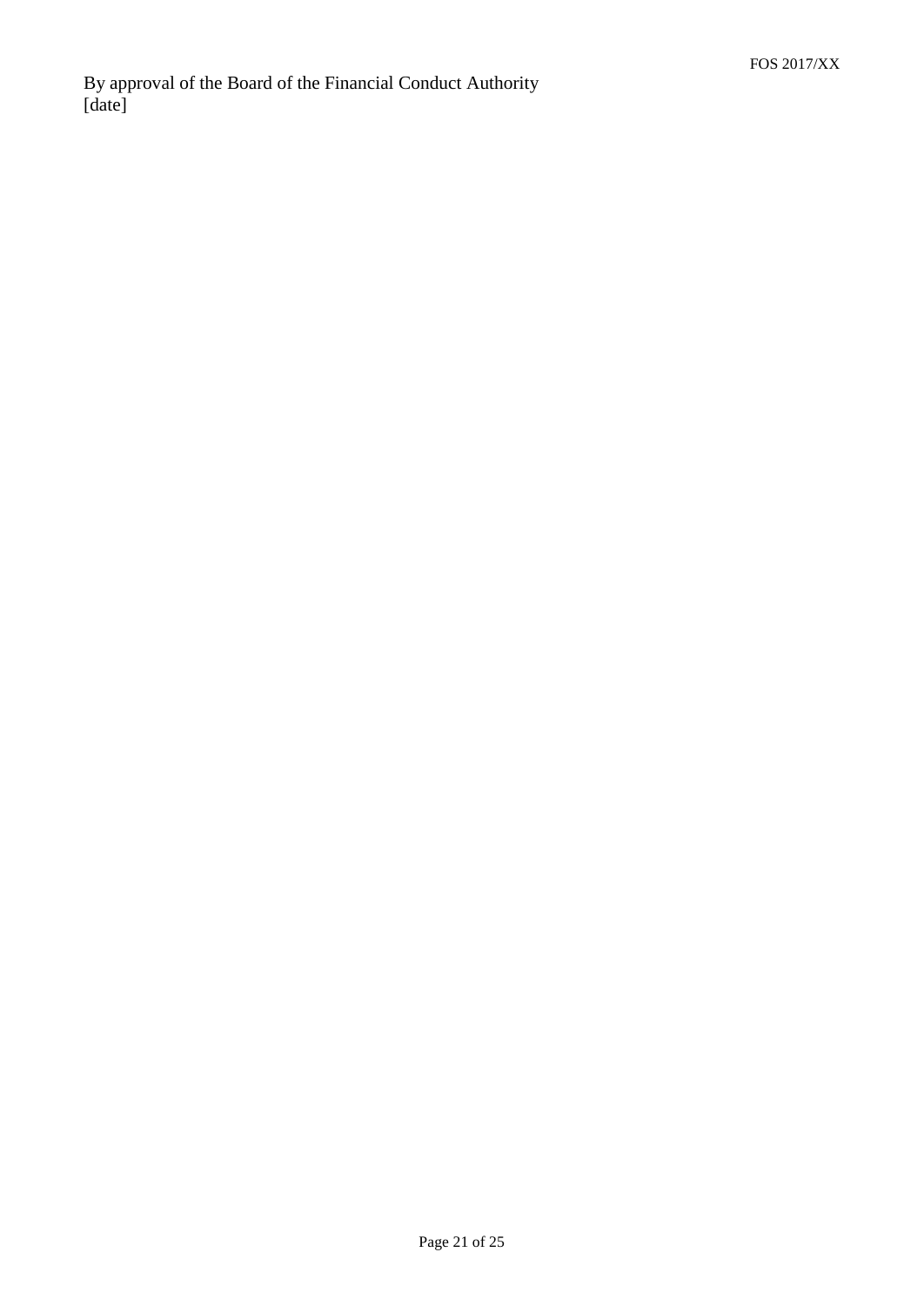By approval of the Board of the Financial Conduct Authority
[date]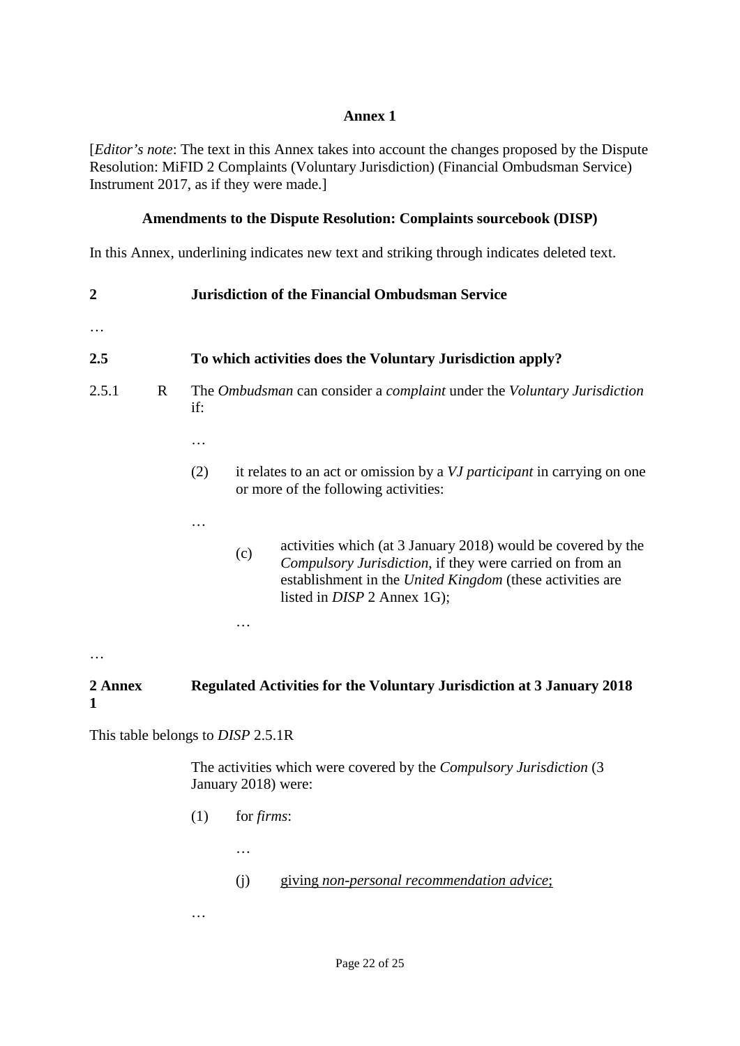**Annex 1**

[*Editor's note*: The text in this Annex takes into account the changes proposed by the Dispute Resolution: MiFID 2 Complaints (Voluntary Jurisdiction) (Financial Ombudsman Service) Instrument 2017, as if they were made.]

**Amendments to the Dispute Resolution: Complaints sourcebook (DISP)**

In this Annex, underlining indicates new text and striking through indicates deleted text.

**2 Jurisdiction of the Financial Ombudsman Service**

…

**2.5 To which activities does the Voluntary Jurisdiction apply?**

2.5.1 R The *Ombudsman* can consider a *complaint* under the *Voluntary Jurisdiction* if:

…

(2) it relates to an act or omission by a *VJ participant* in carrying on one or more of the following activities:

…

(c) activities which (at 3 January 2018) would be covered by the *Compulsory Jurisdiction*, if they were carried on from an establishment in the *United Kingdom* (these activities are listed in *DISP* 2 Annex 1G);

…

…

**2 Annex 1 Regulated Activities for the Voluntary Jurisdiction at 3 January 2018**

This table belongs to *DISP* 2.5.1R

The activities which were covered by the *Compulsory Jurisdiction* (3 January 2018) were:

(1) for *firms*:

…

(j) <u>giving *non-personal recommendation advice*;</u>

…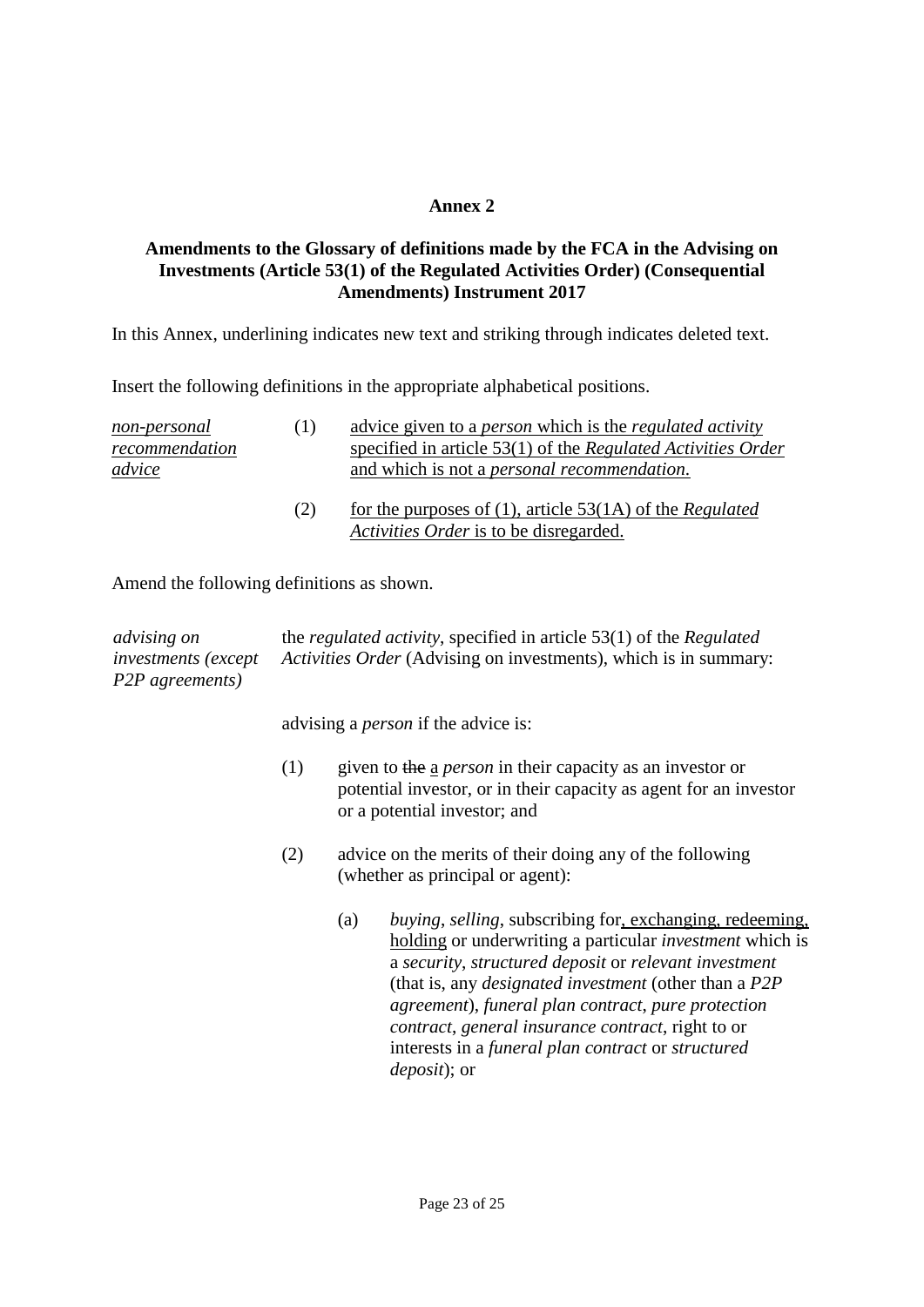**Annex 2**

**Amendments to the Glossary of definitions made by the FCA in the Advising on Investments (Article 53(1) of the Regulated Activities Order) (Consequential Amendments) Instrument 2017**

In this Annex, underlining indicates new text and striking through indicates deleted text.

Insert the following definitions in the appropriate alphabetical positions.

| | | |
|---|---|---|
| <u>*non-personal recommendation advice*</u> | (1) | <u>advice given to a *person* which is the *regulated activity* specified in article 53(1) of the *Regulated Activities Order* and which is not a *personal recommendation*.</u> |
| | (2) | <u>for the purposes of (1), article 53(1A) of the *Regulated Activities Order* is to be disregarded.</u> |

Amend the following definitions as shown.

*advising on investments (except P2P agreements)* — the *regulated activity*, specified in article 53(1) of the *Regulated Activities Order* (Advising on investments), which is in summary:

advising a *person* if the advice is:

(1) given to ~~the~~ <u>a</u> *person* in their capacity as an investor or potential investor, or in their capacity as agent for an investor or a potential investor; and

(2) advice on the merits of their doing any of the following (whether as principal or agent):

(a) *buying*, *selling*, subscribing for<u>, exchanging, redeeming, holding</u> or underwriting a particular *investment* which is a *security*, *structured deposit* or *relevant investment* (that is, any *designated investment* (other than a *P2P agreement*), *funeral plan contract*, *pure protection contract*, *general insurance contract*, right to or interests in a *funeral plan contract* or *structured deposit*); or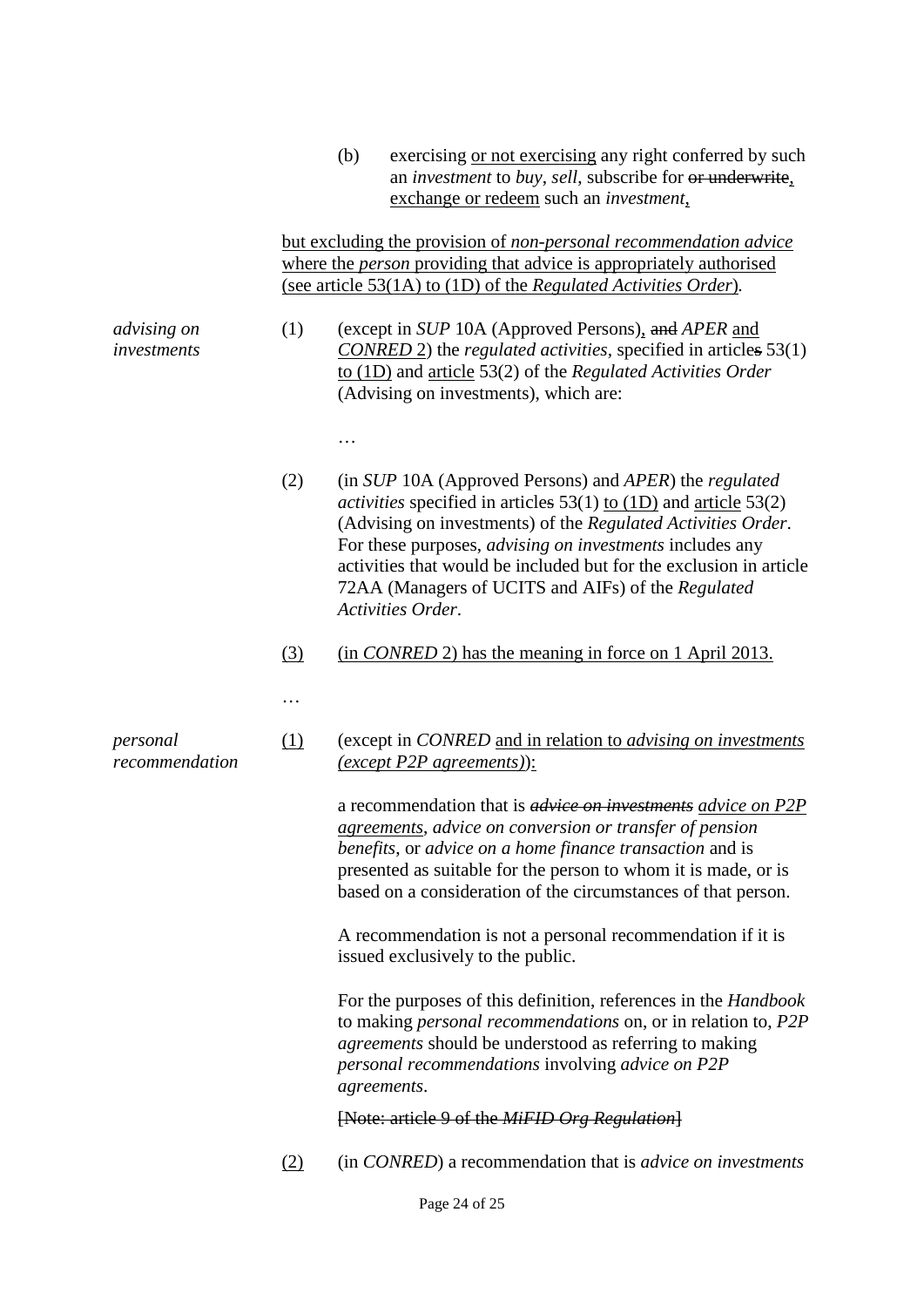(b) exercising <u>or not exercising</u> any right conferred by such an *investment* to *buy*, *sell*, subscribe for ~~or underwrite~~<u>,</u> <u>exchange or redeem</u> such an *investment*<u>,</u>

<u>but excluding the provision of *non-personal recommendation advice* where the *person* providing that advice is appropriately authorised (see article 53(1A) to (1D) of the *Regulated Activities Order*)</u>.

| | | |
|---|---|---|
| *advising on investments* | (1) | (except in *SUP* 10A (Approved Persons)<u>,</u> ~~and~~ *APER* <u>and *CONRED* 2</u>) the *regulated activities*, specified in article~~s~~ 53(1) <u>to (1D)</u> and <u>article</u> 53(2) of the *Regulated Activities Order* (Advising on investments), which are: |
| | | … |
| | (2) | (in *SUP* 10A (Approved Persons) and *APER*) the *regulated activities* specified in article~~s~~ 53(1) <u>to (1D)</u> and <u>article</u> 53(2) (Advising on investments) of the *Regulated Activities Order*. For these purposes, *advising on investments* includes any activities that would be included but for the exclusion in article 72AA (Managers of UCITS and AIFs) of the *Regulated Activities Order*. |
| | <u>(3)</u> | <u>(in *CONRED* 2) has the meaning in force on 1 April 2013.</u> |
| | … | |
| *personal recommendation* | <u>(1)</u> | (except in *CONRED* <u>and in relation to *advising on investments* (*except P2P agreements*)</u>)<u>:</u><br><br>a recommendation that is ~~*advice on investments*~~ <u>*advice on P2P agreements*</u>, *advice on conversion or transfer of pension benefits*, or *advice on a home finance transaction* and is presented as suitable for the person to whom it is made, or is based on a consideration of the circumstances of that person.<br><br>A recommendation is not a personal recommendation if it is issued exclusively to the public.<br><br>For the purposes of this definition, references in the *Handbook* to making *personal recommendations* on, or in relation to, *P2P agreements* should be understood as referring to making *personal recommendations* involving *advice on P2P agreements*.<br><br>~~[Note: article 9 of the *MiFID Org Regulation*]~~ |
| | <u>(2)</u> | (in *CONRED*) a recommendation that is *advice on investments* |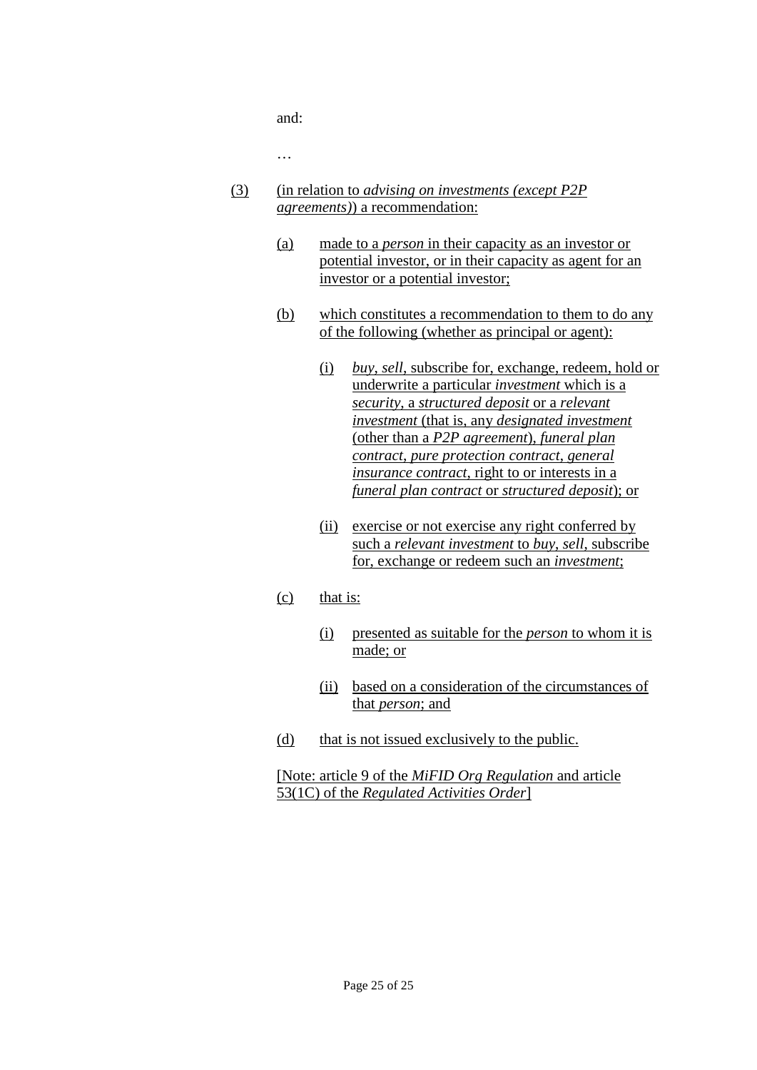and:

…

(3) (in relation to *advising on investments (except P2P agreements)*) a recommendation:

(a) made to a *person* in their capacity as an investor or potential investor, or in their capacity as agent for an investor or a potential investor;

(b) which constitutes a recommendation to them to do any of the following (whether as principal or agent):

(i) *buy*, *sell*, subscribe for, exchange, redeem, hold or underwrite a particular *investment* which is a *security*, a *structured deposit* or a *relevant investment* (that is, any *designated investment* (other than a *P2P agreement*), *funeral plan contract*, *pure protection contract*, *general insurance contract*, right to or interests in a *funeral plan contract* or *structured deposit*); or

(ii) exercise or not exercise any right conferred by such a *relevant investment* to *buy*, *sell*, subscribe for, exchange or redeem such an *investment*;

(c) that is:

(i) presented as suitable for the *person* to whom it is made; or

(ii) based on a consideration of the circumstances of that *person*; and

(d) that is not issued exclusively to the public.

[Note: article 9 of the *MiFID Org Regulation* and article 53(1C) of the *Regulated Activities Order*]